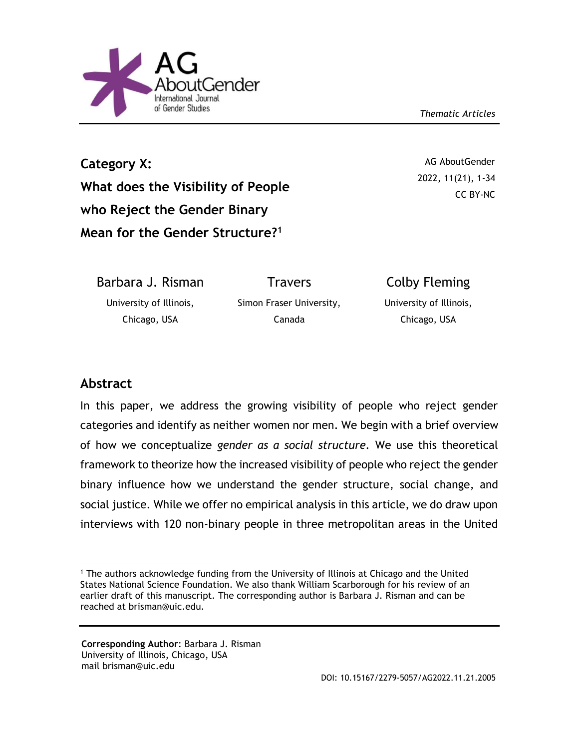*Thematic Articles*

# Category X: What does the Visibility of People who Reject the Gender Binary Mean for the Gender Structure?[1]

AG AboutGender
2022, 11(21), 1-34
CC BY-NC

**Barbara J. Risman**
University of Illinois, Chicago, USA

**Travers**
Simon Fraser University, Canada

**Colby Fleming**
University of Illinois, Chicago, USA

## Abstract

In this paper, we address the growing visibility of people who reject gender categories and identify as neither women nor men. We begin with a brief overview of how we conceptualize *gender as a social structure*. We use this theoretical framework to theorize how the increased visibility of people who reject the gender binary influence how we understand the gender structure, social change, and social justice. While we offer no empirical analysis in this article, we do draw upon interviews with 120 non-binary people in three metropolitan areas in the United

---

[1] The authors acknowledge funding from the University of Illinois at Chicago and the United States National Science Foundation. We also thank William Scarborough for his review of an earlier draft of this manuscript. The corresponding author is Barbara J. Risman and can be reached at brisman@uic.edu.

---

**Corresponding Author**: Barbara J. Risman
University of Illinois, Chicago, USA
mail brisman@uic.edu

DOI: 10.15167/2279-5057/AG2022.11.21.2005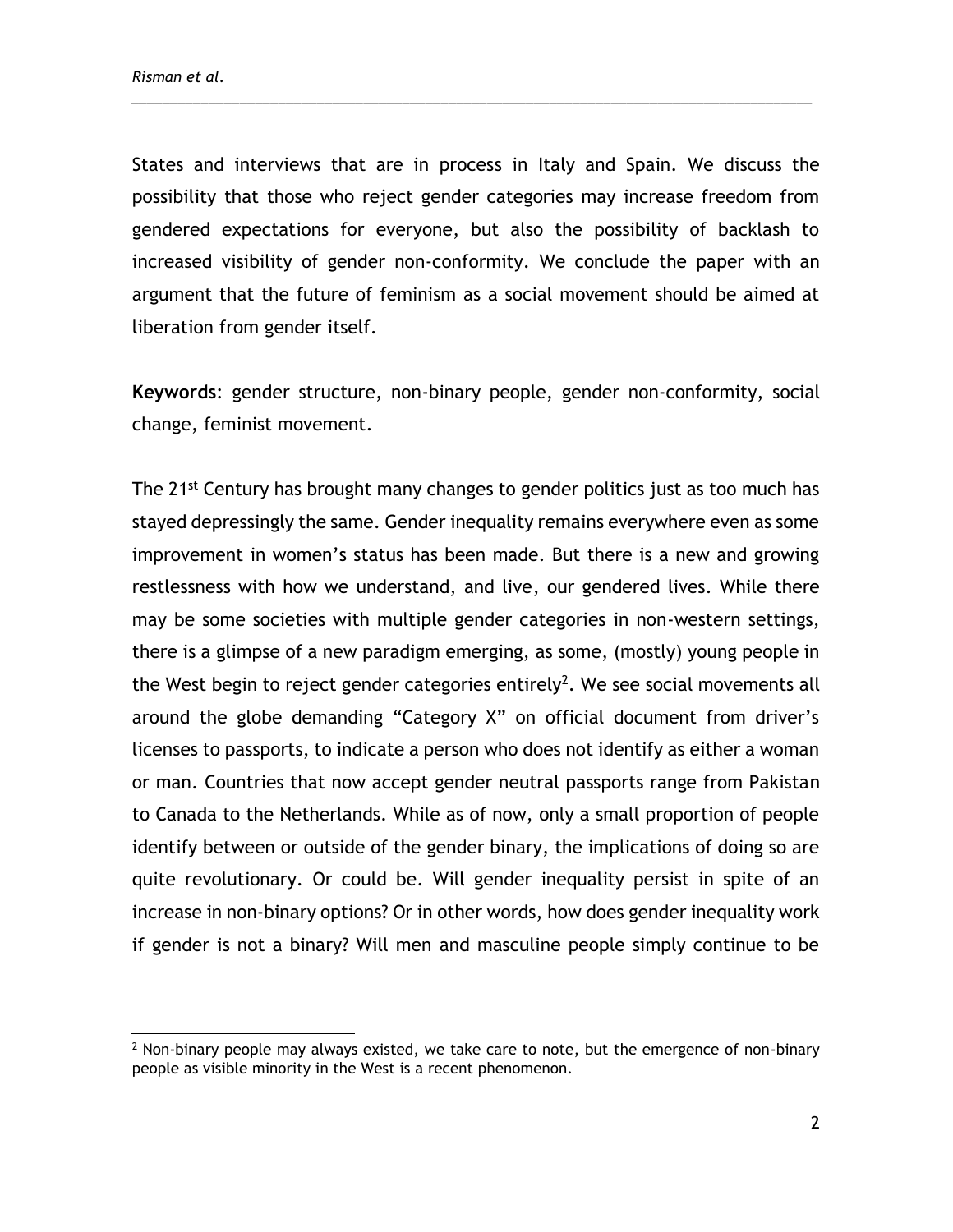States and interviews that are in process in Italy and Spain. We discuss the possibility that those who reject gender categories may increase freedom from gendered expectations for everyone, but also the possibility of backlash to increased visibility of gender non-conformity. We conclude the paper with an argument that the future of feminism as a social movement should be aimed at liberation from gender itself.

**Keywords**: gender structure, non-binary people, gender non-conformity, social change, feminist movement.

The 21st Century has brought many changes to gender politics just as too much has stayed depressingly the same. Gender inequality remains everywhere even as some improvement in women's status has been made. But there is a new and growing restlessness with how we understand, and live, our gendered lives. While there may be some societies with multiple gender categories in non-western settings, there is a glimpse of a new paradigm emerging, as some, (mostly) young people in the West begin to reject gender categories entirely[2]. We see social movements all around the globe demanding "Category X" on official document from driver's licenses to passports, to indicate a person who does not identify as either a woman or man. Countries that now accept gender neutral passports range from Pakistan to Canada to the Netherlands. While as of now, only a small proportion of people identify between or outside of the gender binary, the implications of doing so are quite revolutionary. Or could be. Will gender inequality persist in spite of an increase in non-binary options? Or in other words, how does gender inequality work if gender is not a binary? Will men and masculine people simply continue to be

[2] Non-binary people may always existed, we take care to note, but the emergence of non-binary people as visible minority in the West is a recent phenomenon.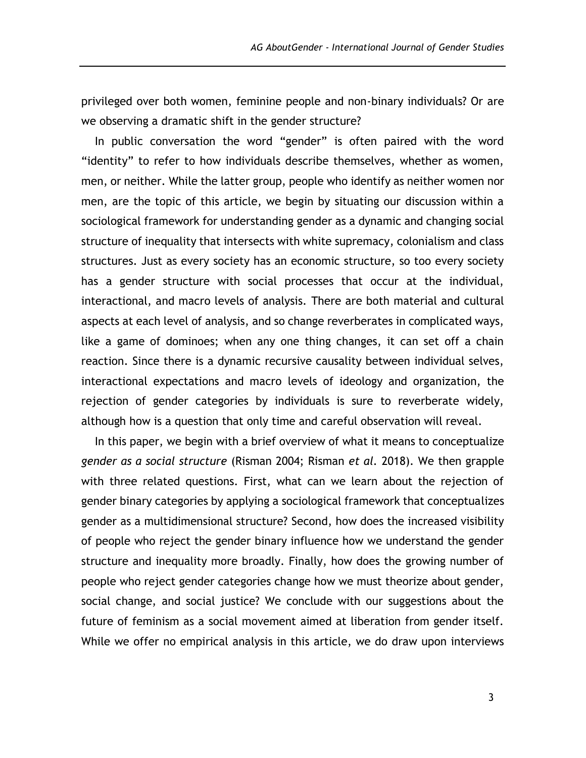privileged over both women, feminine people and non-binary individuals? Or are we observing a dramatic shift in the gender structure?

In public conversation the word "gender" is often paired with the word "identity" to refer to how individuals describe themselves, whether as women, men, or neither. While the latter group, people who identify as neither women nor men, are the topic of this article, we begin by situating our discussion within a sociological framework for understanding gender as a dynamic and changing social structure of inequality that intersects with white supremacy, colonialism and class structures. Just as every society has an economic structure, so too every society has a gender structure with social processes that occur at the individual, interactional, and macro levels of analysis. There are both material and cultural aspects at each level of analysis, and so change reverberates in complicated ways, like a game of dominoes; when any one thing changes, it can set off a chain reaction. Since there is a dynamic recursive causality between individual selves, interactional expectations and macro levels of ideology and organization, the rejection of gender categories by individuals is sure to reverberate widely, although how is a question that only time and careful observation will reveal.

In this paper, we begin with a brief overview of what it means to conceptualize *gender as a social structure* (Risman 2004; Risman *et al.* 2018). We then grapple with three related questions. First, what can we learn about the rejection of gender binary categories by applying a sociological framework that conceptualizes gender as a multidimensional structure? Second, how does the increased visibility of people who reject the gender binary influence how we understand the gender structure and inequality more broadly. Finally, how does the growing number of people who reject gender categories change how we must theorize about gender, social change, and social justice? We conclude with our suggestions about the future of feminism as a social movement aimed at liberation from gender itself. While we offer no empirical analysis in this article, we do draw upon interviews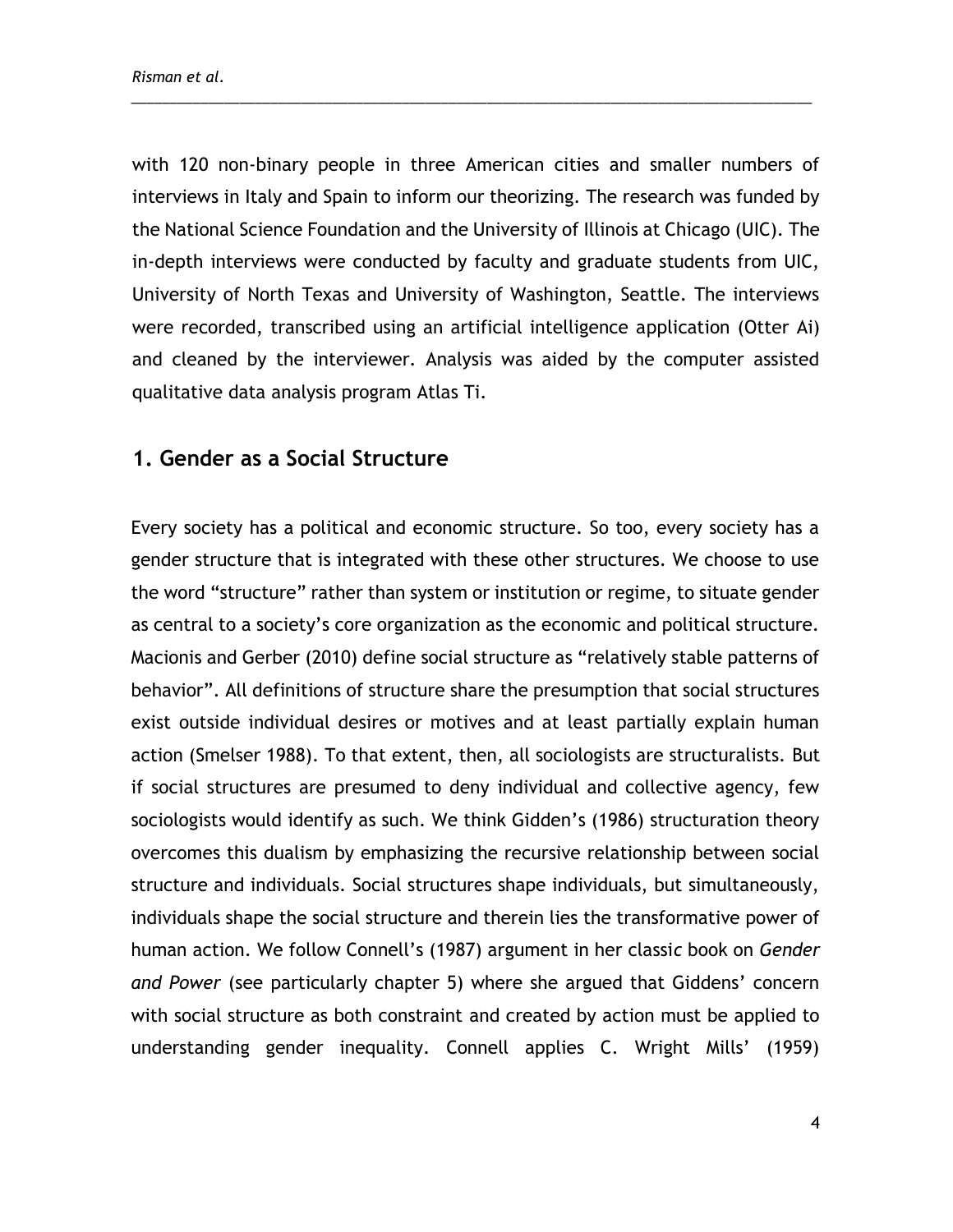with 120 non-binary people in three American cities and smaller numbers of interviews in Italy and Spain to inform our theorizing. The research was funded by the National Science Foundation and the University of Illinois at Chicago (UIC). The in-depth interviews were conducted by faculty and graduate students from UIC, University of North Texas and University of Washington, Seattle. The interviews were recorded, transcribed using an artificial intelligence application (Otter Ai) and cleaned by the interviewer. Analysis was aided by the computer assisted qualitative data analysis program Atlas Ti.

## 1. Gender as a Social Structure

Every society has a political and economic structure. So too, every society has a gender structure that is integrated with these other structures. We choose to use the word "structure" rather than system or institution or regime, to situate gender as central to a society's core organization as the economic and political structure. Macionis and Gerber (2010) define social structure as "relatively stable patterns of behavior". All definitions of structure share the presumption that social structures exist outside individual desires or motives and at least partially explain human action (Smelser 1988). To that extent, then, all sociologists are structuralists. But if social structures are presumed to deny individual and collective agency, few sociologists would identify as such. We think Gidden's (1986) structuration theory overcomes this dualism by emphasizing the recursive relationship between social structure and individuals. Social structures shape individuals, but simultaneously, individuals shape the social structure and therein lies the transformative power of human action. We follow Connell's (1987) argument in her classic book on *Gender and Power* (see particularly chapter 5) where she argued that Giddens' concern with social structure as both constraint and created by action must be applied to understanding gender inequality. Connell applies C. Wright Mills' (1959)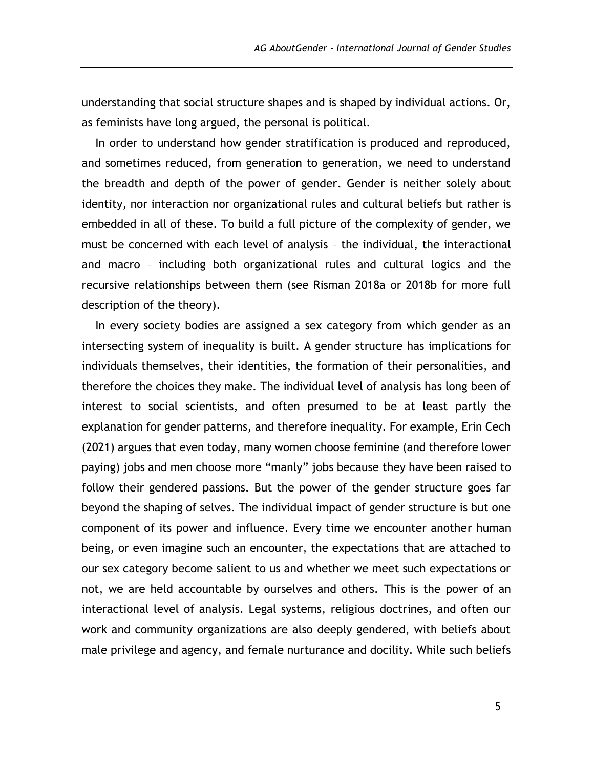understanding that social structure shapes and is shaped by individual actions. Or, as feminists have long argued, the personal is political.

In order to understand how gender stratification is produced and reproduced, and sometimes reduced, from generation to generation, we need to understand the breadth and depth of the power of gender. Gender is neither solely about identity, nor interaction nor organizational rules and cultural beliefs but rather is embedded in all of these. To build a full picture of the complexity of gender, we must be concerned with each level of analysis – the individual, the interactional and macro – including both organizational rules and cultural logics and the recursive relationships between them (see Risman 2018a or 2018b for more full description of the theory).

In every society bodies are assigned a sex category from which gender as an intersecting system of inequality is built. A gender structure has implications for individuals themselves, their identities, the formation of their personalities, and therefore the choices they make. The individual level of analysis has long been of interest to social scientists, and often presumed to be at least partly the explanation for gender patterns, and therefore inequality. For example, Erin Cech (2021) argues that even today, many women choose feminine (and therefore lower paying) jobs and men choose more "manly" jobs because they have been raised to follow their gendered passions. But the power of the gender structure goes far beyond the shaping of selves. The individual impact of gender structure is but one component of its power and influence. Every time we encounter another human being, or even imagine such an encounter, the expectations that are attached to our sex category become salient to us and whether we meet such expectations or not, we are held accountable by ourselves and others. This is the power of an interactional level of analysis. Legal systems, religious doctrines, and often our work and community organizations are also deeply gendered, with beliefs about male privilege and agency, and female nurturance and docility. While such beliefs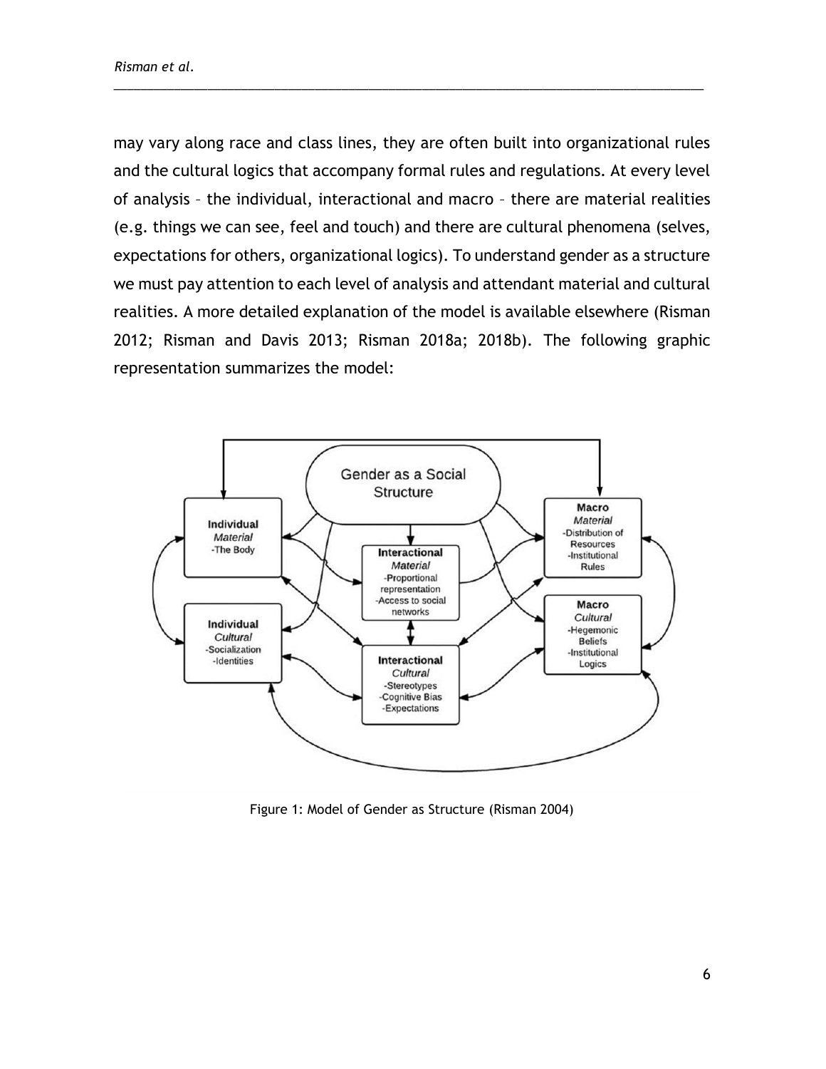may vary along race and class lines, they are often built into organizational rules and the cultural logics that accompany formal rules and regulations. At every level of analysis – the individual, interactional and macro – there are material realities (e.g. things we can see, feel and touch) and there are cultural phenomena (selves, expectations for others, organizational logics). To understand gender as a structure we must pay attention to each level of analysis and attendant material and cultural realities. A more detailed explanation of the model is available elsewhere (Risman 2012; Risman and Davis 2013; Risman 2018a; 2018b). The following graphic representation summarizes the model:

Figure 1: Model of Gender as Structure (Risman 2004)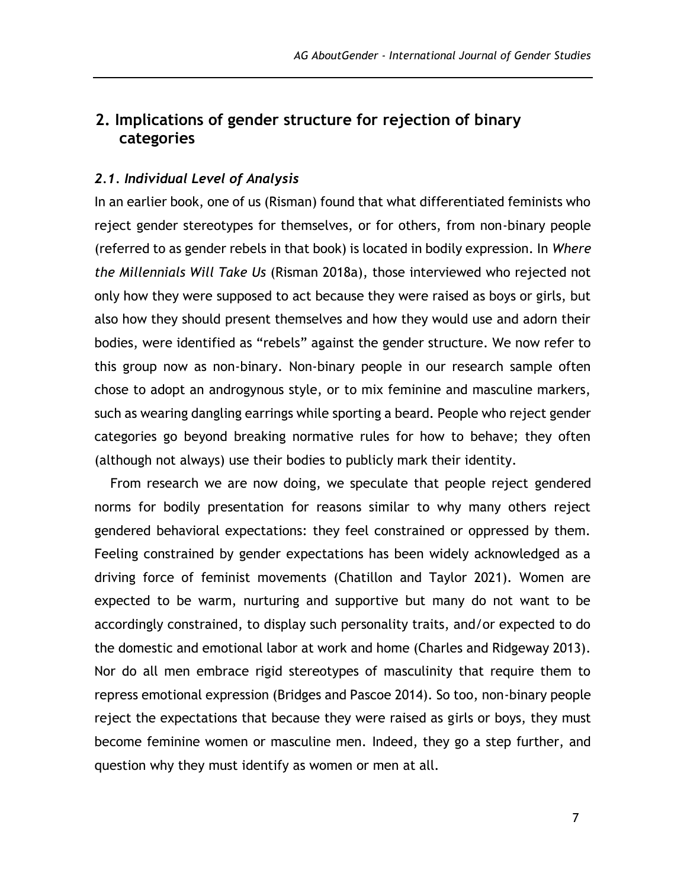## 2. Implications of gender structure for rejection of binary categories

### *2.1. Individual Level of Analysis*

In an earlier book, one of us (Risman) found that what differentiated feminists who reject gender stereotypes for themselves, or for others, from non-binary people (referred to as gender rebels in that book) is located in bodily expression. In *Where the Millennials Will Take Us* (Risman 2018a), those interviewed who rejected not only how they were supposed to act because they were raised as boys or girls, but also how they should present themselves and how they would use and adorn their bodies, were identified as "rebels" against the gender structure. We now refer to this group now as non-binary. Non-binary people in our research sample often chose to adopt an androgynous style, or to mix feminine and masculine markers, such as wearing dangling earrings while sporting a beard. People who reject gender categories go beyond breaking normative rules for how to behave; they often (although not always) use their bodies to publicly mark their identity.

From research we are now doing, we speculate that people reject gendered norms for bodily presentation for reasons similar to why many others reject gendered behavioral expectations: they feel constrained or oppressed by them. Feeling constrained by gender expectations has been widely acknowledged as a driving force of feminist movements (Chatillon and Taylor 2021). Women are expected to be warm, nurturing and supportive but many do not want to be accordingly constrained, to display such personality traits, and/or expected to do the domestic and emotional labor at work and home (Charles and Ridgeway 2013). Nor do all men embrace rigid stereotypes of masculinity that require them to repress emotional expression (Bridges and Pascoe 2014). So too, non-binary people reject the expectations that because they were raised as girls or boys, they must become feminine women or masculine men. Indeed, they go a step further, and question why they must identify as women or men at all.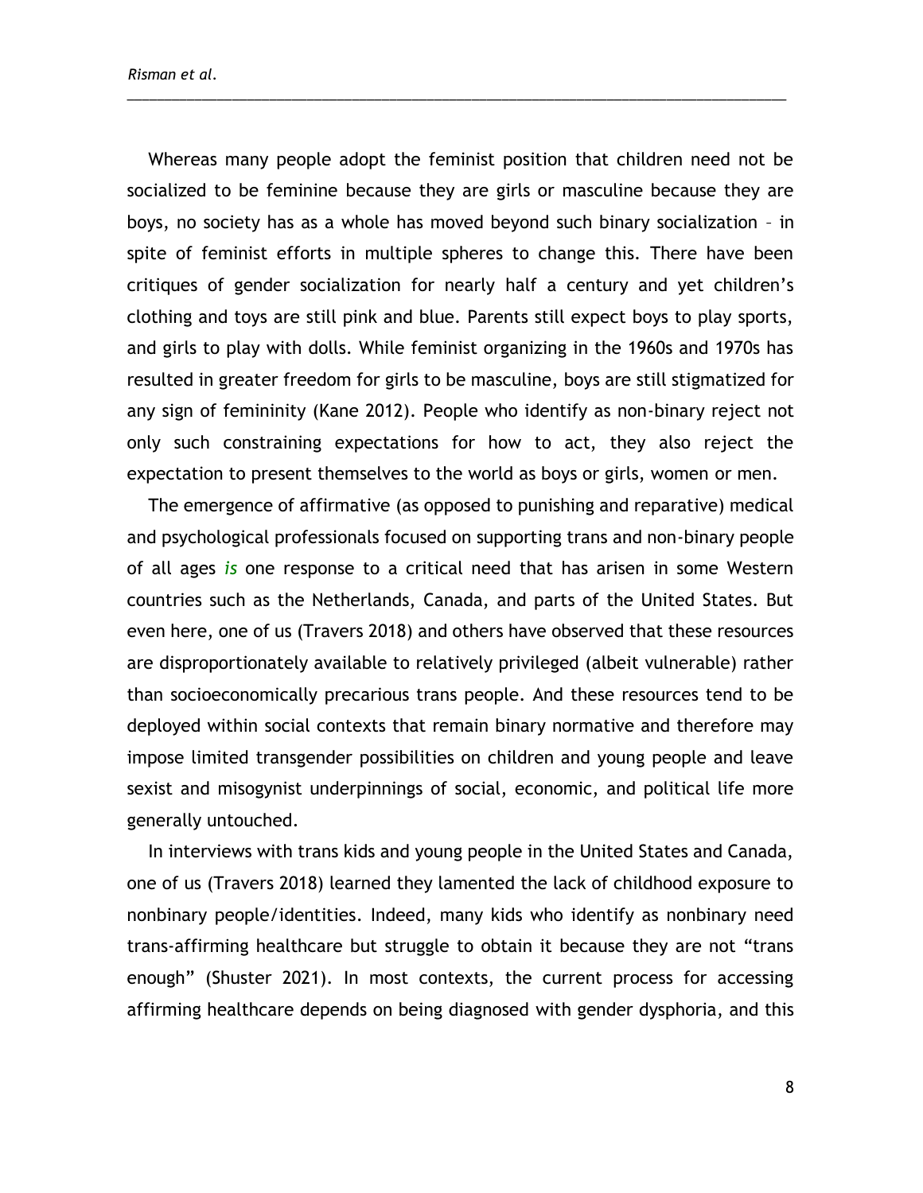Whereas many people adopt the feminist position that children need not be socialized to be feminine because they are girls or masculine because they are boys, no society has as a whole has moved beyond such binary socialization – in spite of feminist efforts in multiple spheres to change this. There have been critiques of gender socialization for nearly half a century and yet children's clothing and toys are still pink and blue. Parents still expect boys to play sports, and girls to play with dolls. While feminist organizing in the 1960s and 1970s has resulted in greater freedom for girls to be masculine, boys are still stigmatized for any sign of femininity (Kane 2012). People who identify as non-binary reject not only such constraining expectations for how to act, they also reject the expectation to present themselves to the world as boys or girls, women or men.

The emergence of affirmative (as opposed to punishing and reparative) medical and psychological professionals focused on supporting trans and non-binary people of all ages *is* one response to a critical need that has arisen in some Western countries such as the Netherlands, Canada, and parts of the United States. But even here, one of us (Travers 2018) and others have observed that these resources are disproportionately available to relatively privileged (albeit vulnerable) rather than socioeconomically precarious trans people. And these resources tend to be deployed within social contexts that remain binary normative and therefore may impose limited transgender possibilities on children and young people and leave sexist and misogynist underpinnings of social, economic, and political life more generally untouched.

In interviews with trans kids and young people in the United States and Canada, one of us (Travers 2018) learned they lamented the lack of childhood exposure to nonbinary people/identities. Indeed, many kids who identify as nonbinary need trans-affirming healthcare but struggle to obtain it because they are not "trans enough" (Shuster 2021). In most contexts, the current process for accessing affirming healthcare depends on being diagnosed with gender dysphoria, and this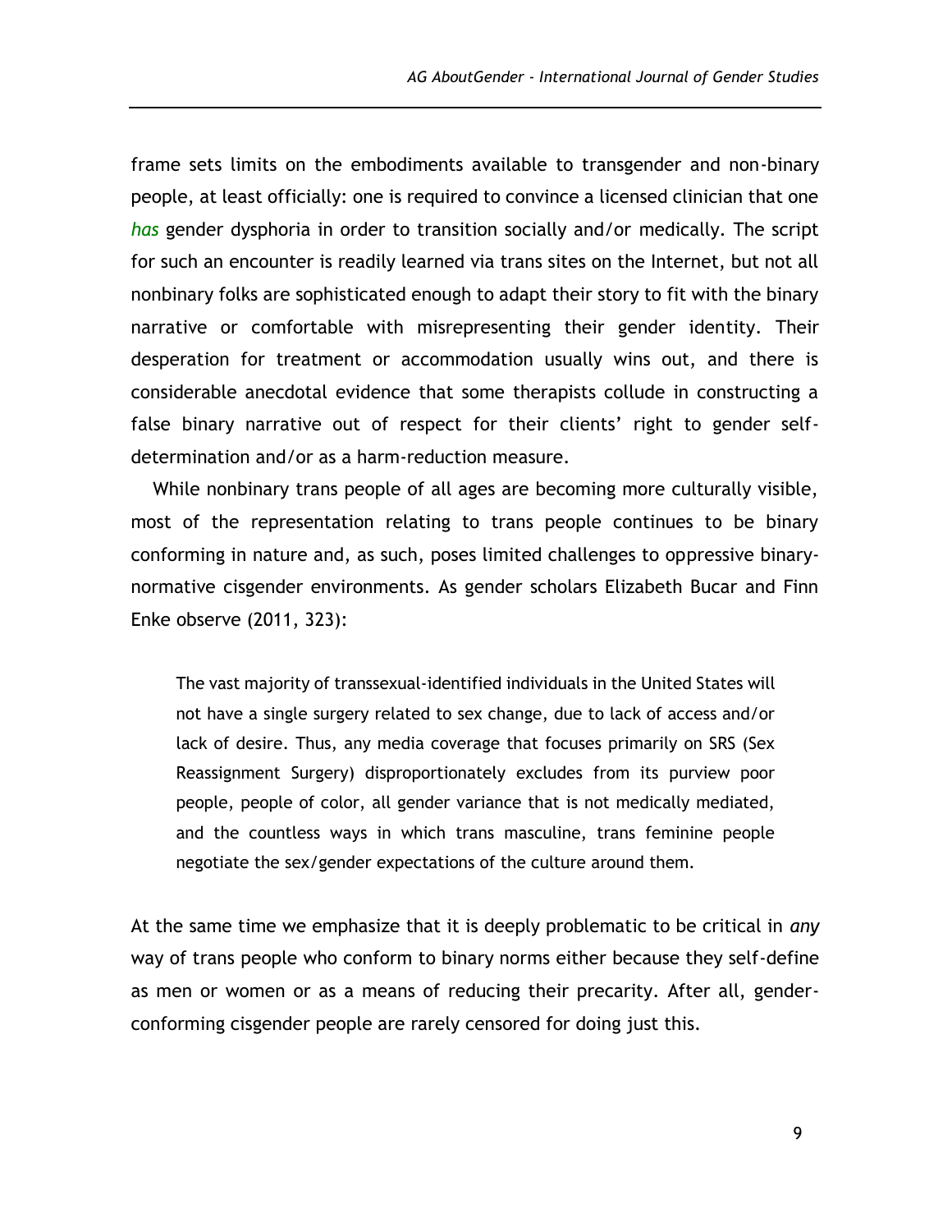frame sets limits on the embodiments available to transgender and non-binary people, at least officially: one is required to convince a licensed clinician that one *has* gender dysphoria in order to transition socially and/or medically. The script for such an encounter is readily learned via trans sites on the Internet, but not all nonbinary folks are sophisticated enough to adapt their story to fit with the binary narrative or comfortable with misrepresenting their gender identity. Their desperation for treatment or accommodation usually wins out, and there is considerable anecdotal evidence that some therapists collude in constructing a false binary narrative out of respect for their clients' right to gender self-determination and/or as a harm-reduction measure.

While nonbinary trans people of all ages are becoming more culturally visible, most of the representation relating to trans people continues to be binary conforming in nature and, as such, poses limited challenges to oppressive binary-normative cisgender environments. As gender scholars Elizabeth Bucar and Finn Enke observe (2011, 323):

> The vast majority of transsexual-identified individuals in the United States will not have a single surgery related to sex change, due to lack of access and/or lack of desire. Thus, any media coverage that focuses primarily on SRS (Sex Reassignment Surgery) disproportionately excludes from its purview poor people, people of color, all gender variance that is not medically mediated, and the countless ways in which trans masculine, trans feminine people negotiate the sex/gender expectations of the culture around them.

At the same time we emphasize that it is deeply problematic to be critical in *any* way of trans people who conform to binary norms either because they self-define as men or women or as a means of reducing their precarity. After all, gender-conforming cisgender people are rarely censored for doing just this.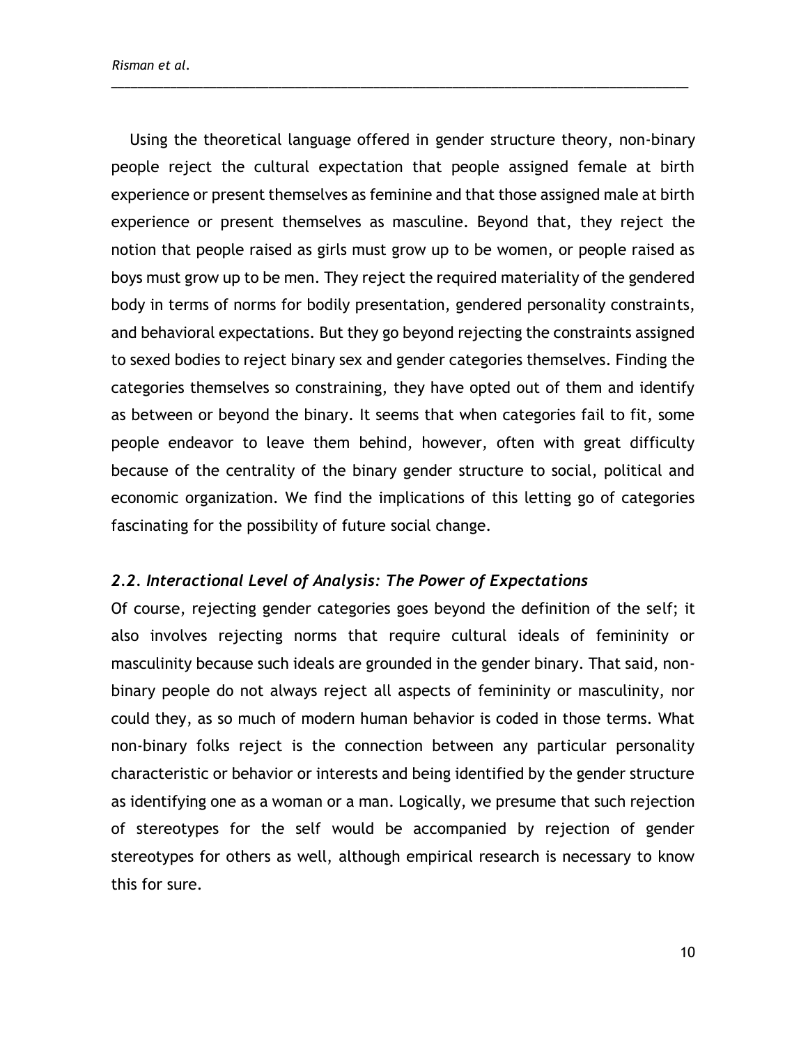Using the theoretical language offered in gender structure theory, non-binary people reject the cultural expectation that people assigned female at birth experience or present themselves as feminine and that those assigned male at birth experience or present themselves as masculine. Beyond that, they reject the notion that people raised as girls must grow up to be women, or people raised as boys must grow up to be men. They reject the required materiality of the gendered body in terms of norms for bodily presentation, gendered personality constraints, and behavioral expectations. But they go beyond rejecting the constraints assigned to sexed bodies to reject binary sex and gender categories themselves. Finding the categories themselves so constraining, they have opted out of them and identify as between or beyond the binary. It seems that when categories fail to fit, some people endeavor to leave them behind, however, often with great difficulty because of the centrality of the binary gender structure to social, political and economic organization. We find the implications of this letting go of categories fascinating for the possibility of future social change.

### *2.2. Interactional Level of Analysis: The Power of Expectations*

Of course, rejecting gender categories goes beyond the definition of the self; it also involves rejecting norms that require cultural ideals of femininity or masculinity because such ideals are grounded in the gender binary. That said, non-binary people do not always reject all aspects of femininity or masculinity, nor could they, as so much of modern human behavior is coded in those terms. What non-binary folks reject is the connection between any particular personality characteristic or behavior or interests and being identified by the gender structure as identifying one as a woman or a man. Logically, we presume that such rejection of stereotypes for the self would be accompanied by rejection of gender stereotypes for others as well, although empirical research is necessary to know this for sure.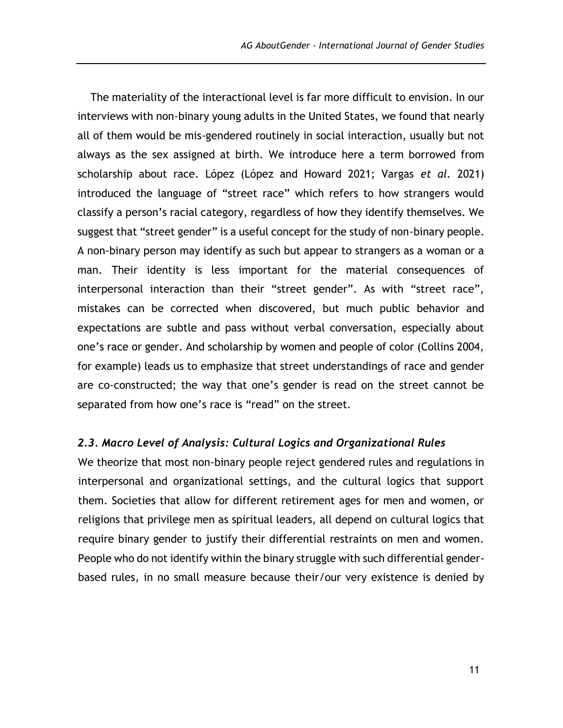The materiality of the interactional level is far more difficult to envision. In our interviews with non-binary young adults in the United States, we found that nearly all of them would be mis-gendered routinely in social interaction, usually but not always as the sex assigned at birth. We introduce here a term borrowed from scholarship about race. López (López and Howard 2021; Vargas *et al.* 2021) introduced the language of "street race" which refers to how strangers would classify a person's racial category, regardless of how they identify themselves. We suggest that "street gender" is a useful concept for the study of non-binary people. A non-binary person may identify as such but appear to strangers as a woman or a man. Their identity is less important for the material consequences of interpersonal interaction than their "street gender". As with "street race", mistakes can be corrected when discovered, but much public behavior and expectations are subtle and pass without verbal conversation, especially about one's race or gender. And scholarship by women and people of color (Collins 2004, for example) leads us to emphasize that street understandings of race and gender are co-constructed; the way that one's gender is read on the street cannot be separated from how one's race is "read" on the street.

### *2.3. Macro Level of Analysis: Cultural Logics and Organizational Rules*

We theorize that most non-binary people reject gendered rules and regulations in interpersonal and organizational settings, and the cultural logics that support them. Societies that allow for different retirement ages for men and women, or religions that privilege men as spiritual leaders, all depend on cultural logics that require binary gender to justify their differential restraints on men and women. People who do not identify within the binary struggle with such differential gender-based rules, in no small measure because their/our very existence is denied by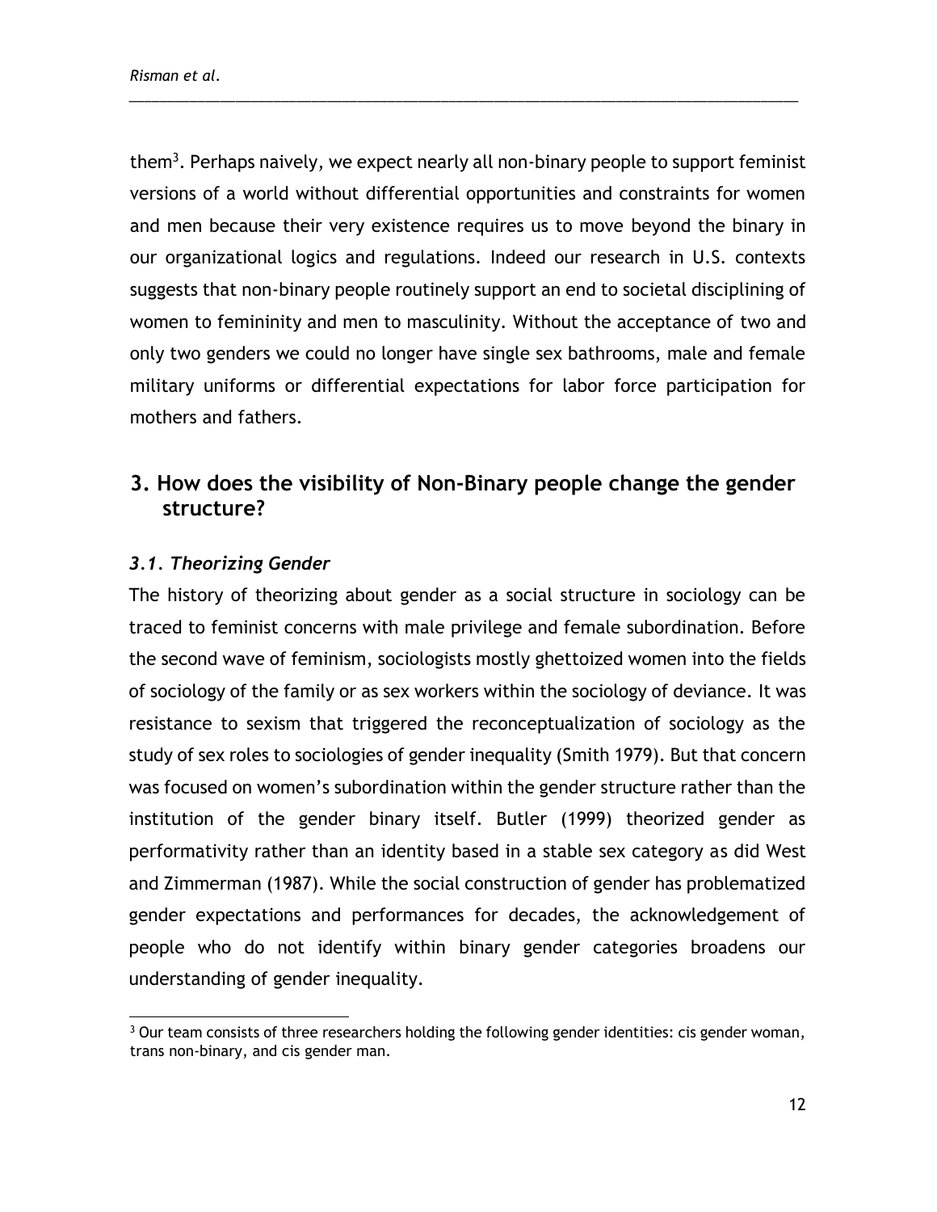them[3]. Perhaps naively, we expect nearly all non-binary people to support feminist versions of a world without differential opportunities and constraints for women and men because their very existence requires us to move beyond the binary in our organizational logics and regulations. Indeed our research in U.S. contexts suggests that non-binary people routinely support an end to societal disciplining of women to femininity and men to masculinity. Without the acceptance of two and only two genders we could no longer have single sex bathrooms, male and female military uniforms or differential expectations for labor force participation for mothers and fathers.

## 3. How does the visibility of Non-Binary people change the gender structure?

### *3.1. Theorizing Gender*

The history of theorizing about gender as a social structure in sociology can be traced to feminist concerns with male privilege and female subordination. Before the second wave of feminism, sociologists mostly ghettoized women into the fields of sociology of the family or as sex workers within the sociology of deviance. It was resistance to sexism that triggered the reconceptualization of sociology as the study of sex roles to sociologies of gender inequality (Smith 1979). But that concern was focused on women's subordination within the gender structure rather than the institution of the gender binary itself. Butler (1999) theorized gender as performativity rather than an identity based in a stable sex category as did West and Zimmerman (1987). While the social construction of gender has problematized gender expectations and performances for decades, the acknowledgement of people who do not identify within binary gender categories broadens our understanding of gender inequality.

[3] Our team consists of three researchers holding the following gender identities: cis gender woman, trans non-binary, and cis gender man.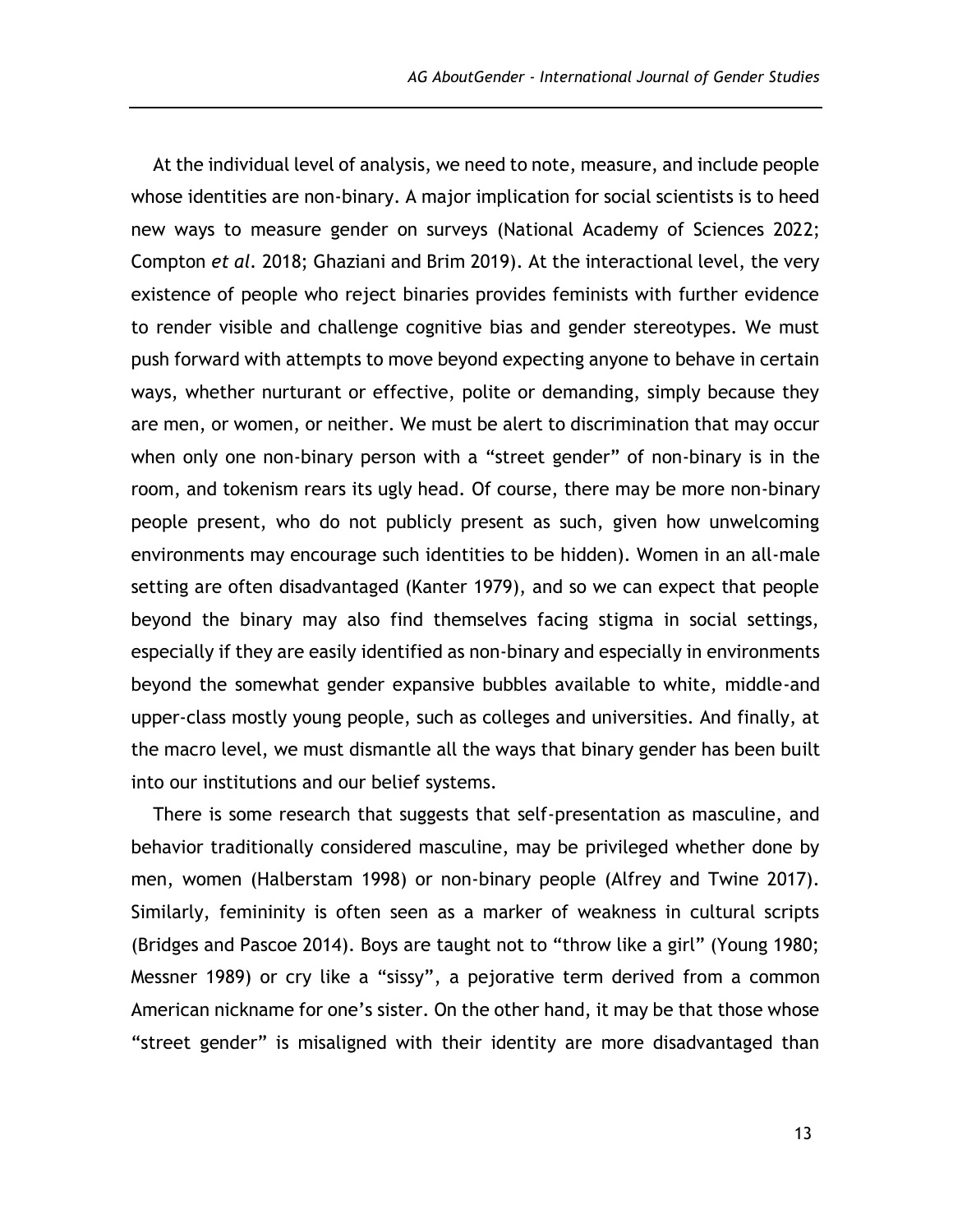At the individual level of analysis, we need to note, measure, and include people whose identities are non-binary. A major implication for social scientists is to heed new ways to measure gender on surveys (National Academy of Sciences 2022; Compton *et al.* 2018; Ghaziani and Brim 2019). At the interactional level, the very existence of people who reject binaries provides feminists with further evidence to render visible and challenge cognitive bias and gender stereotypes. We must push forward with attempts to move beyond expecting anyone to behave in certain ways, whether nurturant or effective, polite or demanding, simply because they are men, or women, or neither. We must be alert to discrimination that may occur when only one non-binary person with a "street gender" of non-binary is in the room, and tokenism rears its ugly head. Of course, there may be more non-binary people present, who do not publicly present as such, given how unwelcoming environments may encourage such identities to be hidden). Women in an all-male setting are often disadvantaged (Kanter 1979), and so we can expect that people beyond the binary may also find themselves facing stigma in social settings, especially if they are easily identified as non-binary and especially in environments beyond the somewhat gender expansive bubbles available to white, middle-and upper-class mostly young people, such as colleges and universities. And finally, at the macro level, we must dismantle all the ways that binary gender has been built into our institutions and our belief systems.

There is some research that suggests that self-presentation as masculine, and behavior traditionally considered masculine, may be privileged whether done by men, women (Halberstam 1998) or non-binary people (Alfrey and Twine 2017). Similarly, femininity is often seen as a marker of weakness in cultural scripts (Bridges and Pascoe 2014). Boys are taught not to "throw like a girl" (Young 1980; Messner 1989) or cry like a "sissy", a pejorative term derived from a common American nickname for one's sister. On the other hand, it may be that those whose "street gender" is misaligned with their identity are more disadvantaged than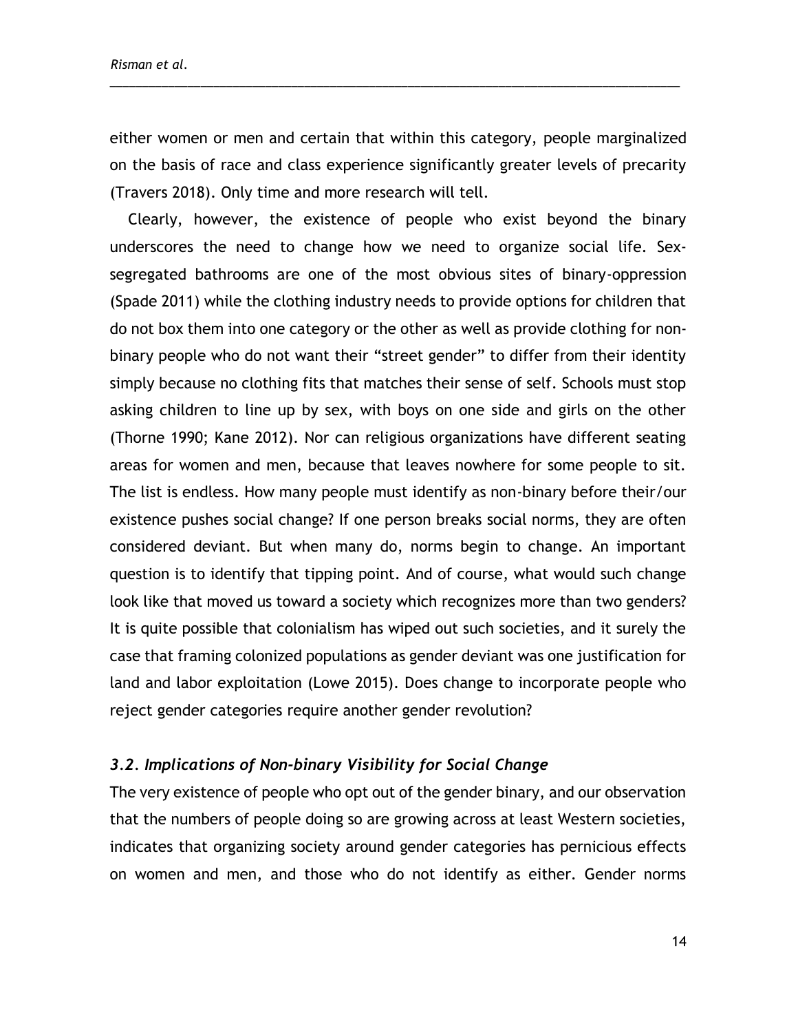either women or men and certain that within this category, people marginalized on the basis of race and class experience significantly greater levels of precarity (Travers 2018). Only time and more research will tell.

Clearly, however, the existence of people who exist beyond the binary underscores the need to change how we need to organize social life. Sex-segregated bathrooms are one of the most obvious sites of binary-oppression (Spade 2011) while the clothing industry needs to provide options for children that do not box them into one category or the other as well as provide clothing for non-binary people who do not want their "street gender" to differ from their identity simply because no clothing fits that matches their sense of self. Schools must stop asking children to line up by sex, with boys on one side and girls on the other (Thorne 1990; Kane 2012). Nor can religious organizations have different seating areas for women and men, because that leaves nowhere for some people to sit. The list is endless. How many people must identify as non-binary before their/our existence pushes social change? If one person breaks social norms, they are often considered deviant. But when many do, norms begin to change. An important question is to identify that tipping point. And of course, what would such change look like that moved us toward a society which recognizes more than two genders? It is quite possible that colonialism has wiped out such societies, and it surely the case that framing colonized populations as gender deviant was one justification for land and labor exploitation (Lowe 2015). Does change to incorporate people who reject gender categories require another gender revolution?

### *3.2. Implications of Non-binary Visibility for Social Change*

The very existence of people who opt out of the gender binary, and our observation that the numbers of people doing so are growing across at least Western societies, indicates that organizing society around gender categories has pernicious effects on women and men, and those who do not identify as either. Gender norms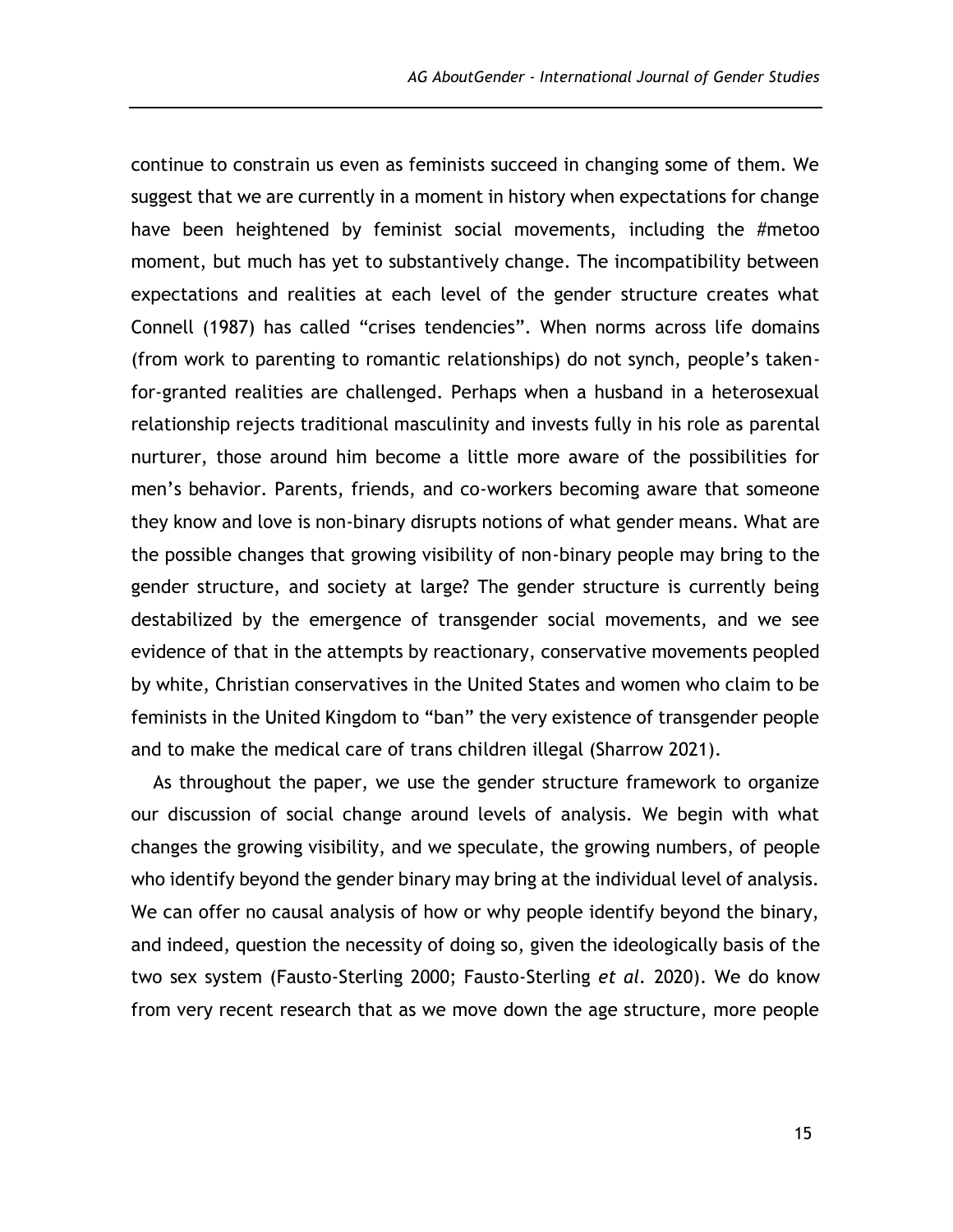continue to constrain us even as feminists succeed in changing some of them. We suggest that we are currently in a moment in history when expectations for change have been heightened by feminist social movements, including the #metoo moment, but much has yet to substantively change. The incompatibility between expectations and realities at each level of the gender structure creates what Connell (1987) has called "crises tendencies". When norms across life domains (from work to parenting to romantic relationships) do not synch, people's taken-for-granted realities are challenged. Perhaps when a husband in a heterosexual relationship rejects traditional masculinity and invests fully in his role as parental nurturer, those around him become a little more aware of the possibilities for men's behavior. Parents, friends, and co-workers becoming aware that someone they know and love is non-binary disrupts notions of what gender means. What are the possible changes that growing visibility of non-binary people may bring to the gender structure, and society at large? The gender structure is currently being destabilized by the emergence of transgender social movements, and we see evidence of that in the attempts by reactionary, conservative movements peopled by white, Christian conservatives in the United States and women who claim to be feminists in the United Kingdom to "ban" the very existence of transgender people and to make the medical care of trans children illegal (Sharrow 2021).

As throughout the paper, we use the gender structure framework to organize our discussion of social change around levels of analysis. We begin with what changes the growing visibility, and we speculate, the growing numbers, of people who identify beyond the gender binary may bring at the individual level of analysis. We can offer no causal analysis of how or why people identify beyond the binary, and indeed, question the necessity of doing so, given the ideologically basis of the two sex system (Fausto-Sterling 2000; Fausto-Sterling *et al.* 2020). We do know from very recent research that as we move down the age structure, more people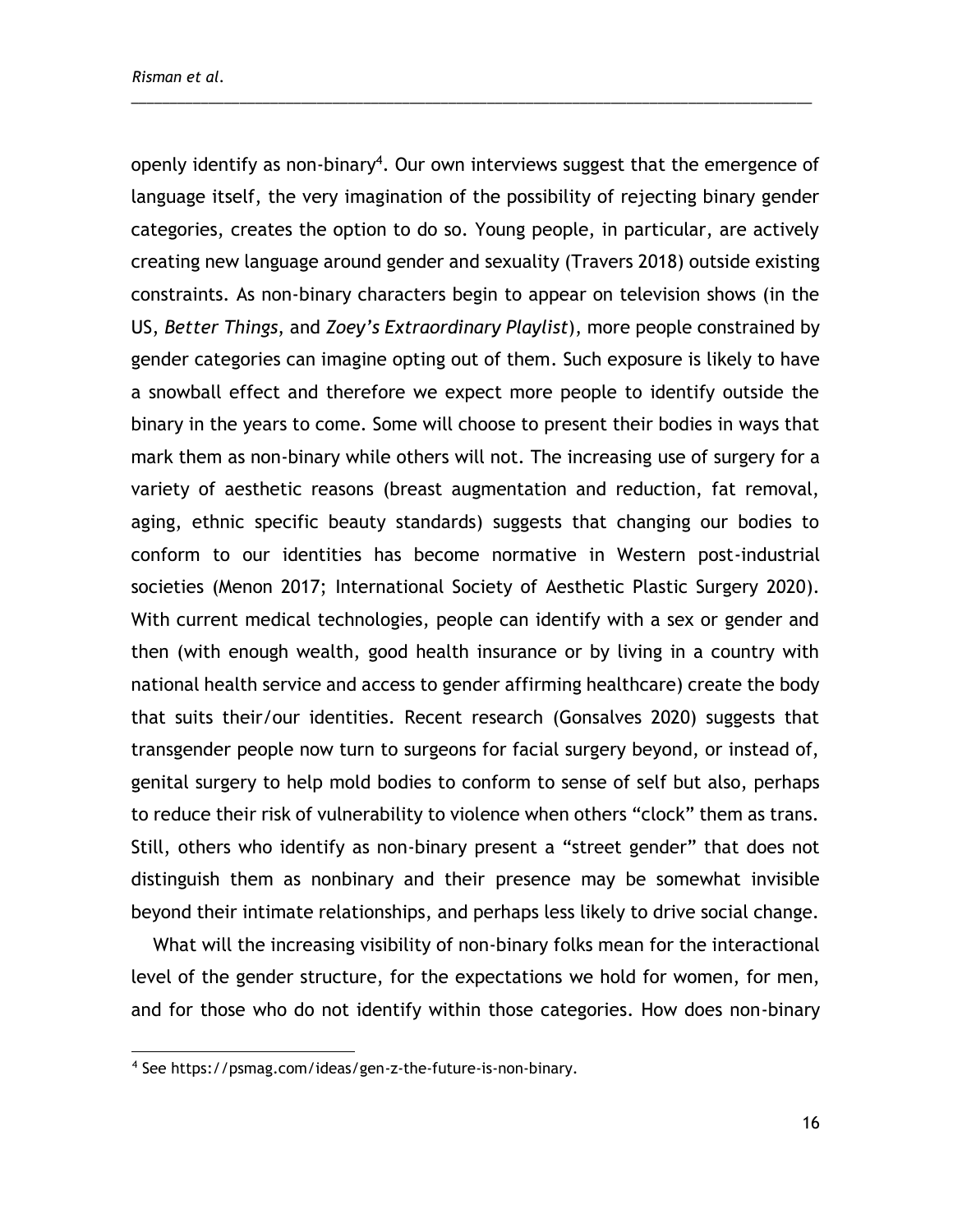openly identify as non-binary[4]. Our own interviews suggest that the emergence of language itself, the very imagination of the possibility of rejecting binary gender categories, creates the option to do so. Young people, in particular, are actively creating new language around gender and sexuality (Travers 2018) outside existing constraints. As non-binary characters begin to appear on television shows (in the US, *Better Things*, and *Zoey's Extraordinary Playlist*), more people constrained by gender categories can imagine opting out of them. Such exposure is likely to have a snowball effect and therefore we expect more people to identify outside the binary in the years to come. Some will choose to present their bodies in ways that mark them as non-binary while others will not. The increasing use of surgery for a variety of aesthetic reasons (breast augmentation and reduction, fat removal, aging, ethnic specific beauty standards) suggests that changing our bodies to conform to our identities has become normative in Western post-industrial societies (Menon 2017; International Society of Aesthetic Plastic Surgery 2020). With current medical technologies, people can identify with a sex or gender and then (with enough wealth, good health insurance or by living in a country with national health service and access to gender affirming healthcare) create the body that suits their/our identities. Recent research (Gonsalves 2020) suggests that transgender people now turn to surgeons for facial surgery beyond, or instead of, genital surgery to help mold bodies to conform to sense of self but also, perhaps to reduce their risk of vulnerability to violence when others "clock" them as trans. Still, others who identify as non-binary present a "street gender" that does not distinguish them as nonbinary and their presence may be somewhat invisible beyond their intimate relationships, and perhaps less likely to drive social change.

What will the increasing visibility of non-binary folks mean for the interactional level of the gender structure, for the expectations we hold for women, for men, and for those who do not identify within those categories. How does non-binary

[4] See https://psmag.com/ideas/gen-z-the-future-is-non-binary.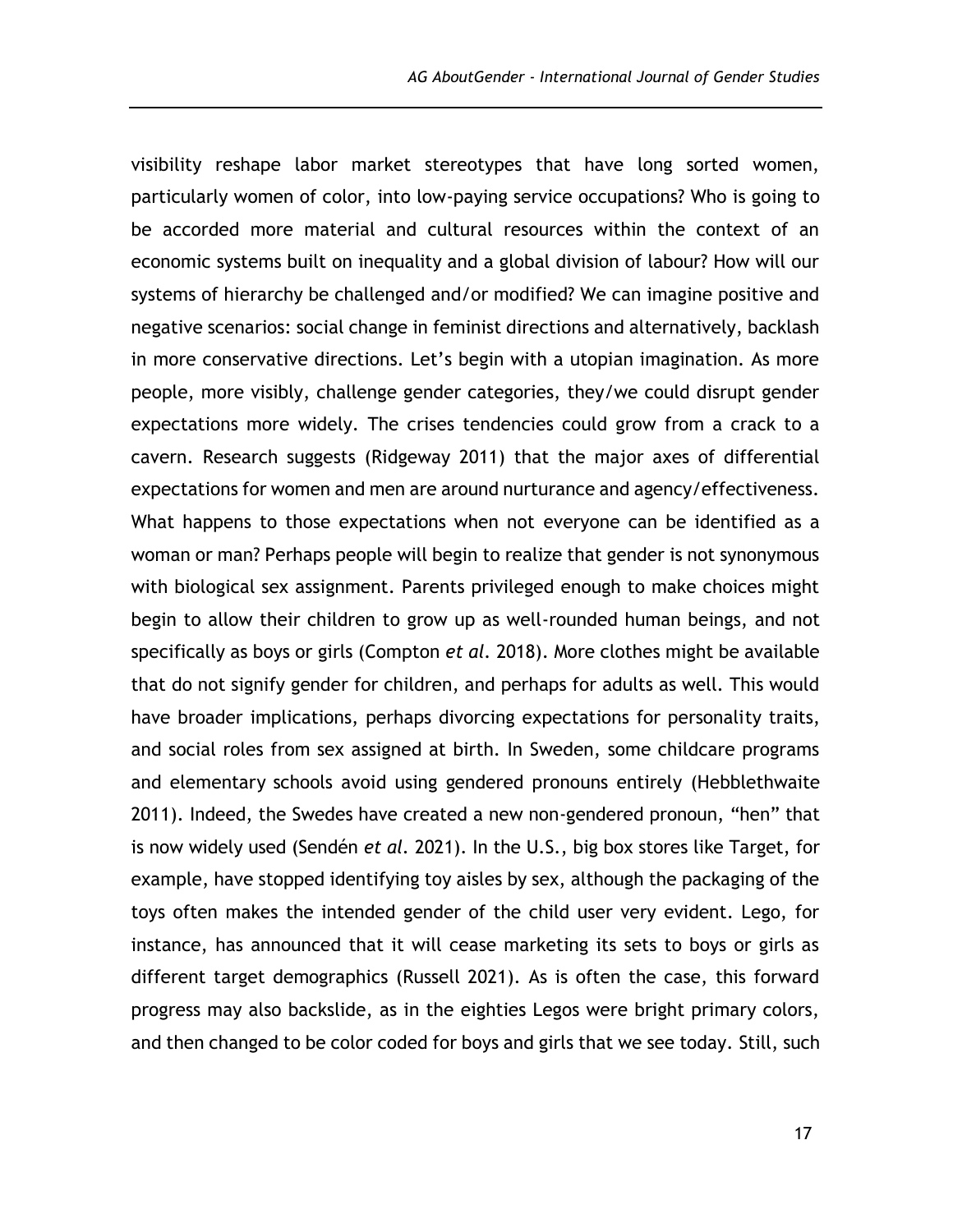visibility reshape labor market stereotypes that have long sorted women, particularly women of color, into low-paying service occupations? Who is going to be accorded more material and cultural resources within the context of an economic systems built on inequality and a global division of labour? How will our systems of hierarchy be challenged and/or modified? We can imagine positive and negative scenarios: social change in feminist directions and alternatively, backlash in more conservative directions. Let's begin with a utopian imagination. As more people, more visibly, challenge gender categories, they/we could disrupt gender expectations more widely. The crises tendencies could grow from a crack to a cavern. Research suggests (Ridgeway 2011) that the major axes of differential expectations for women and men are around nurturance and agency/effectiveness. What happens to those expectations when not everyone can be identified as a woman or man? Perhaps people will begin to realize that gender is not synonymous with biological sex assignment. Parents privileged enough to make choices might begin to allow their children to grow up as well-rounded human beings, and not specifically as boys or girls (Compton *et al*. 2018). More clothes might be available that do not signify gender for children, and perhaps for adults as well. This would have broader implications, perhaps divorcing expectations for personality traits, and social roles from sex assigned at birth. In Sweden, some childcare programs and elementary schools avoid using gendered pronouns entirely (Hebblethwaite 2011). Indeed, the Swedes have created a new non-gendered pronoun, "hen" that is now widely used (Sendén *et al*. 2021). In the U.S., big box stores like Target, for example, have stopped identifying toy aisles by sex, although the packaging of the toys often makes the intended gender of the child user very evident. Lego, for instance, has announced that it will cease marketing its sets to boys or girls as different target demographics (Russell 2021). As is often the case, this forward progress may also backslide, as in the eighties Legos were bright primary colors, and then changed to be color coded for boys and girls that we see today. Still, such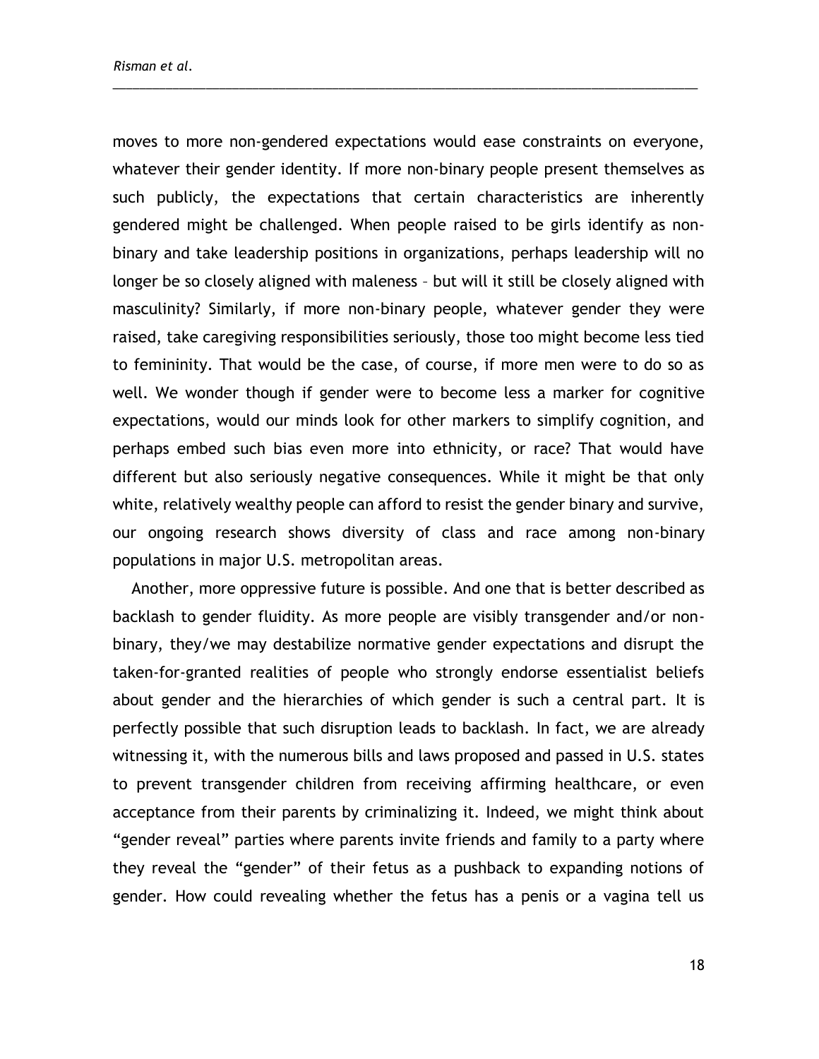moves to more non-gendered expectations would ease constraints on everyone, whatever their gender identity. If more non-binary people present themselves as such publicly, the expectations that certain characteristics are inherently gendered might be challenged. When people raised to be girls identify as non-binary and take leadership positions in organizations, perhaps leadership will no longer be so closely aligned with maleness – but will it still be closely aligned with masculinity? Similarly, if more non-binary people, whatever gender they were raised, take caregiving responsibilities seriously, those too might become less tied to femininity. That would be the case, of course, if more men were to do so as well. We wonder though if gender were to become less a marker for cognitive expectations, would our minds look for other markers to simplify cognition, and perhaps embed such bias even more into ethnicity, or race? That would have different but also seriously negative consequences. While it might be that only white, relatively wealthy people can afford to resist the gender binary and survive, our ongoing research shows diversity of class and race among non-binary populations in major U.S. metropolitan areas.

Another, more oppressive future is possible. And one that is better described as backlash to gender fluidity. As more people are visibly transgender and/or non-binary, they/we may destabilize normative gender expectations and disrupt the taken-for-granted realities of people who strongly endorse essentialist beliefs about gender and the hierarchies of which gender is such a central part. It is perfectly possible that such disruption leads to backlash. In fact, we are already witnessing it, with the numerous bills and laws proposed and passed in U.S. states to prevent transgender children from receiving affirming healthcare, or even acceptance from their parents by criminalizing it. Indeed, we might think about "gender reveal" parties where parents invite friends and family to a party where they reveal the "gender" of their fetus as a pushback to expanding notions of gender. How could revealing whether the fetus has a penis or a vagina tell us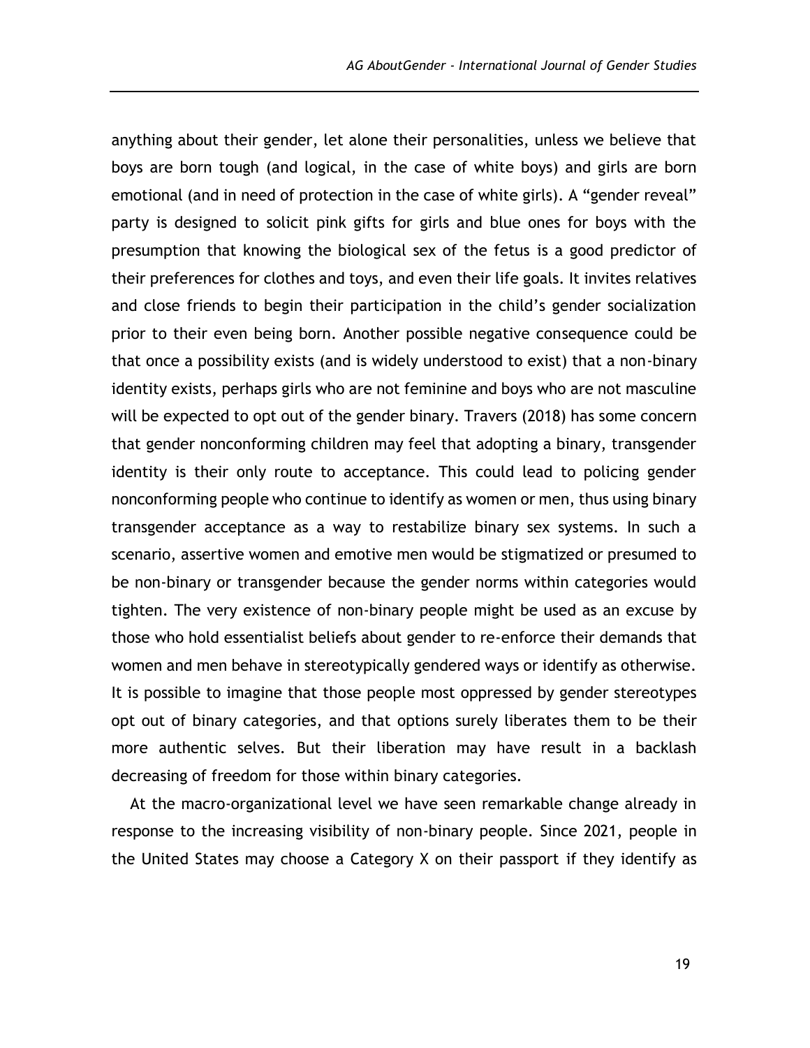anything about their gender, let alone their personalities, unless we believe that boys are born tough (and logical, in the case of white boys) and girls are born emotional (and in need of protection in the case of white girls). A "gender reveal" party is designed to solicit pink gifts for girls and blue ones for boys with the presumption that knowing the biological sex of the fetus is a good predictor of their preferences for clothes and toys, and even their life goals. It invites relatives and close friends to begin their participation in the child's gender socialization prior to their even being born. Another possible negative consequence could be that once a possibility exists (and is widely understood to exist) that a non-binary identity exists, perhaps girls who are not feminine and boys who are not masculine will be expected to opt out of the gender binary. Travers (2018) has some concern that gender nonconforming children may feel that adopting a binary, transgender identity is their only route to acceptance. This could lead to policing gender nonconforming people who continue to identify as women or men, thus using binary transgender acceptance as a way to restabilize binary sex systems. In such a scenario, assertive women and emotive men would be stigmatized or presumed to be non-binary or transgender because the gender norms within categories would tighten. The very existence of non-binary people might be used as an excuse by those who hold essentialist beliefs about gender to re-enforce their demands that women and men behave in stereotypically gendered ways or identify as otherwise. It is possible to imagine that those people most oppressed by gender stereotypes opt out of binary categories, and that options surely liberates them to be their more authentic selves. But their liberation may have result in a backlash decreasing of freedom for those within binary categories.

At the macro-organizational level we have seen remarkable change already in response to the increasing visibility of non-binary people. Since 2021, people in the United States may choose a Category X on their passport if they identify as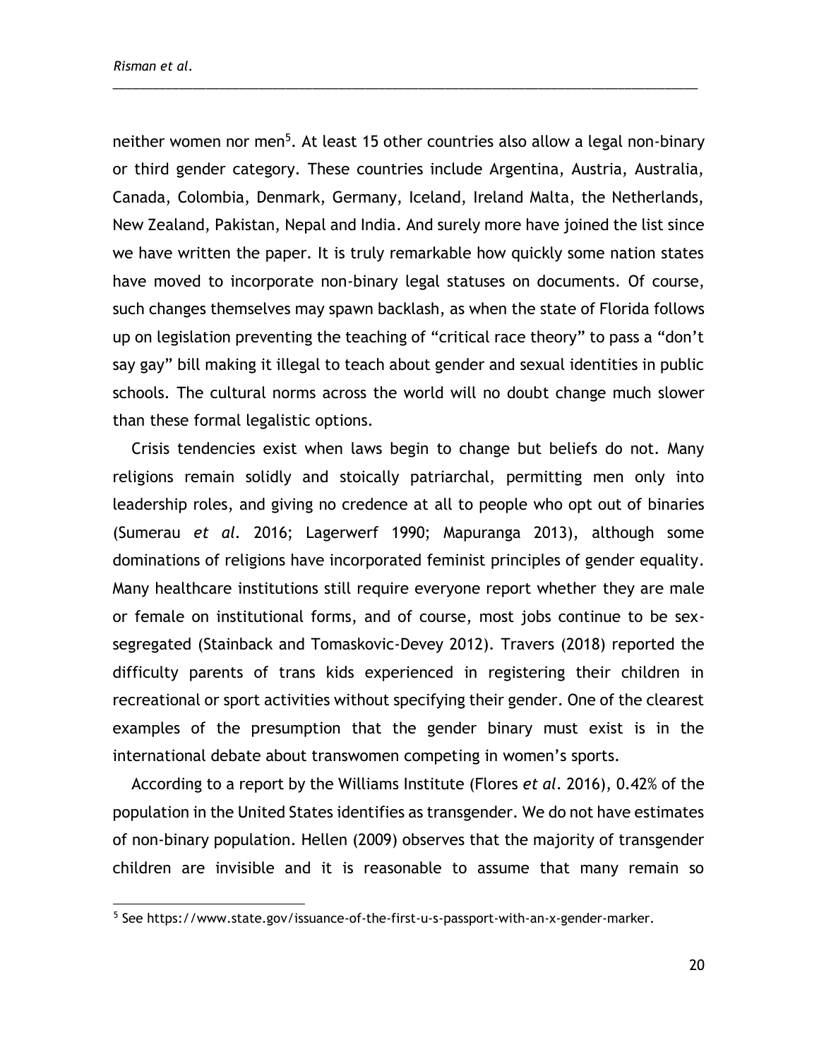neither women nor men[5]. At least 15 other countries also allow a legal non-binary or third gender category. These countries include Argentina, Austria, Australia, Canada, Colombia, Denmark, Germany, Iceland, Ireland Malta, the Netherlands, New Zealand, Pakistan, Nepal and India. And surely more have joined the list since we have written the paper. It is truly remarkable how quickly some nation states have moved to incorporate non-binary legal statuses on documents. Of course, such changes themselves may spawn backlash, as when the state of Florida follows up on legislation preventing the teaching of "critical race theory" to pass a "don't say gay" bill making it illegal to teach about gender and sexual identities in public schools. The cultural norms across the world will no doubt change much slower than these formal legalistic options.

Crisis tendencies exist when laws begin to change but beliefs do not. Many religions remain solidly and stoically patriarchal, permitting men only into leadership roles, and giving no credence at all to people who opt out of binaries (Sumerau *et al.* 2016; Lagerwerf 1990; Mapuranga 2013), although some dominations of religions have incorporated feminist principles of gender equality. Many healthcare institutions still require everyone report whether they are male or female on institutional forms, and of course, most jobs continue to be sex-segregated (Stainback and Tomaskovic-Devey 2012). Travers (2018) reported the difficulty parents of trans kids experienced in registering their children in recreational or sport activities without specifying their gender. One of the clearest examples of the presumption that the gender binary must exist is in the international debate about transwomen competing in women's sports.

According to a report by the Williams Institute (Flores *et al.* 2016), 0.42% of the population in the United States identifies as transgender. We do not have estimates of non-binary population. Hellen (2009) observes that the majority of transgender children are invisible and it is reasonable to assume that many remain so

---

[5] See https://www.state.gov/issuance-of-the-first-u-s-passport-with-an-x-gender-marker.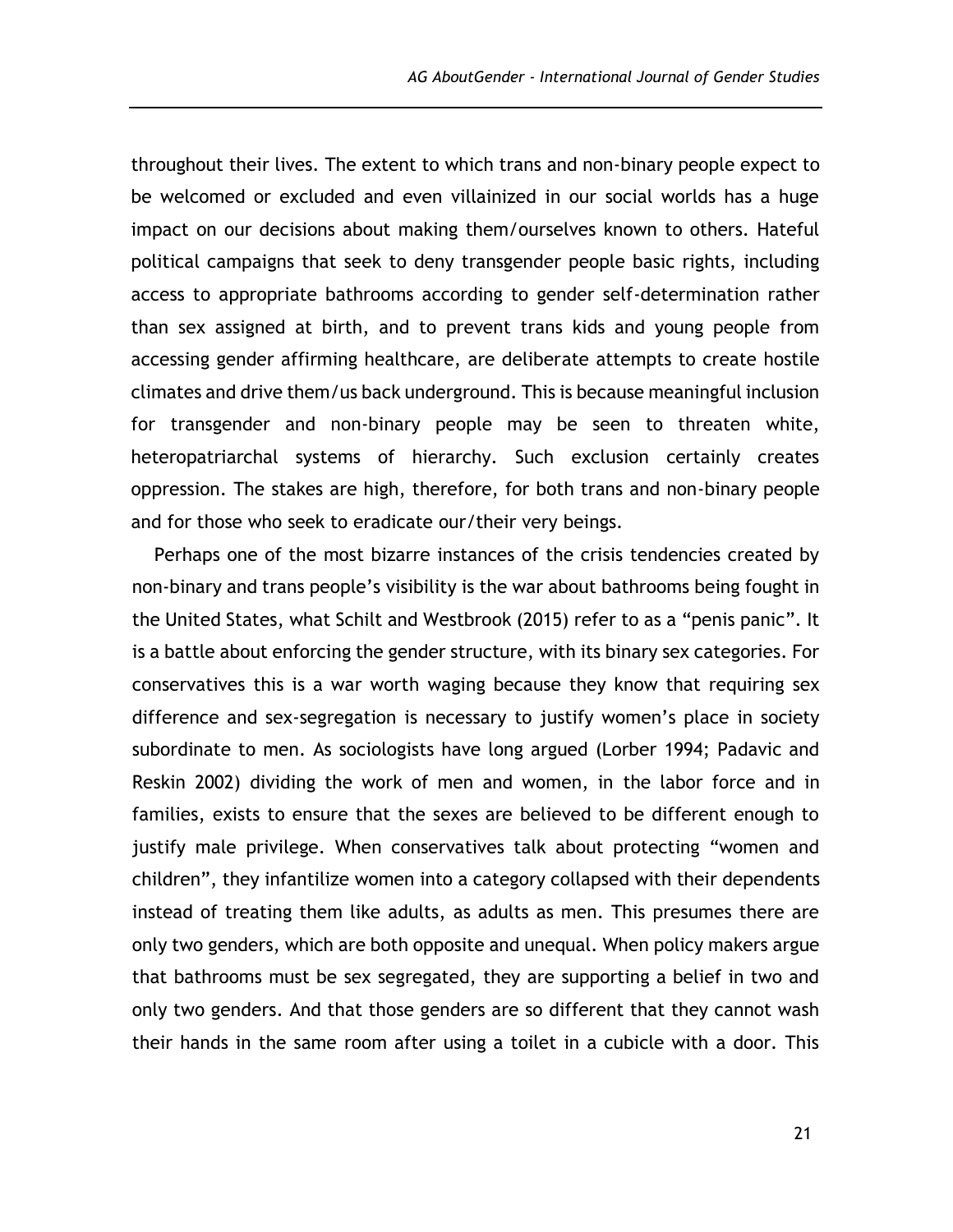throughout their lives. The extent to which trans and non-binary people expect to be welcomed or excluded and even villainized in our social worlds has a huge impact on our decisions about making them/ourselves known to others. Hateful political campaigns that seek to deny transgender people basic rights, including access to appropriate bathrooms according to gender self-determination rather than sex assigned at birth, and to prevent trans kids and young people from accessing gender affirming healthcare, are deliberate attempts to create hostile climates and drive them/us back underground. This is because meaningful inclusion for transgender and non-binary people may be seen to threaten white, heteropatriarchal systems of hierarchy. Such exclusion certainly creates oppression. The stakes are high, therefore, for both trans and non-binary people and for those who seek to eradicate our/their very beings.

Perhaps one of the most bizarre instances of the crisis tendencies created by non-binary and trans people's visibility is the war about bathrooms being fought in the United States, what Schilt and Westbrook (2015) refer to as a "penis panic". It is a battle about enforcing the gender structure, with its binary sex categories. For conservatives this is a war worth waging because they know that requiring sex difference and sex-segregation is necessary to justify women's place in society subordinate to men. As sociologists have long argued (Lorber 1994; Padavic and Reskin 2002) dividing the work of men and women, in the labor force and in families, exists to ensure that the sexes are believed to be different enough to justify male privilege. When conservatives talk about protecting "women and children", they infantilize women into a category collapsed with their dependents instead of treating them like adults, as adults as men. This presumes there are only two genders, which are both opposite and unequal. When policy makers argue that bathrooms must be sex segregated, they are supporting a belief in two and only two genders. And that those genders are so different that they cannot wash their hands in the same room after using a toilet in a cubicle with a door. This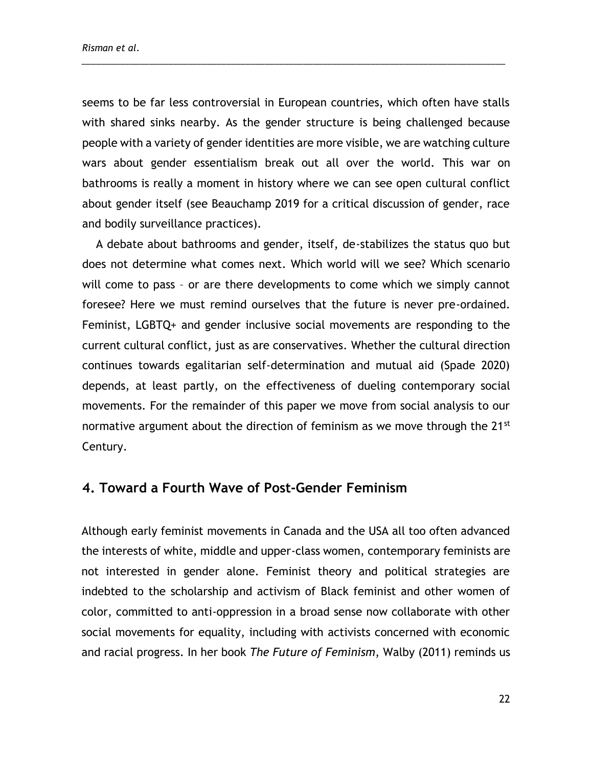seems to be far less controversial in European countries, which often have stalls with shared sinks nearby. As the gender structure is being challenged because people with a variety of gender identities are more visible, we are watching culture wars about gender essentialism break out all over the world. This war on bathrooms is really a moment in history where we can see open cultural conflict about gender itself (see Beauchamp 2019 for a critical discussion of gender, race and bodily surveillance practices).

A debate about bathrooms and gender, itself, de-stabilizes the status quo but does not determine what comes next. Which world will we see? Which scenario will come to pass – or are there developments to come which we simply cannot foresee? Here we must remind ourselves that the future is never pre-ordained. Feminist, LGBTQ+ and gender inclusive social movements are responding to the current cultural conflict, just as are conservatives. Whether the cultural direction continues towards egalitarian self-determination and mutual aid (Spade 2020) depends, at least partly, on the effectiveness of dueling contemporary social movements. For the remainder of this paper we move from social analysis to our normative argument about the direction of feminism as we move through the 21st Century.

## 4. Toward a Fourth Wave of Post-Gender Feminism

Although early feminist movements in Canada and the USA all too often advanced the interests of white, middle and upper-class women, contemporary feminists are not interested in gender alone. Feminist theory and political strategies are indebted to the scholarship and activism of Black feminist and other women of color, committed to anti-oppression in a broad sense now collaborate with other social movements for equality, including with activists concerned with economic and racial progress. In her book *The Future of Feminism*, Walby (2011) reminds us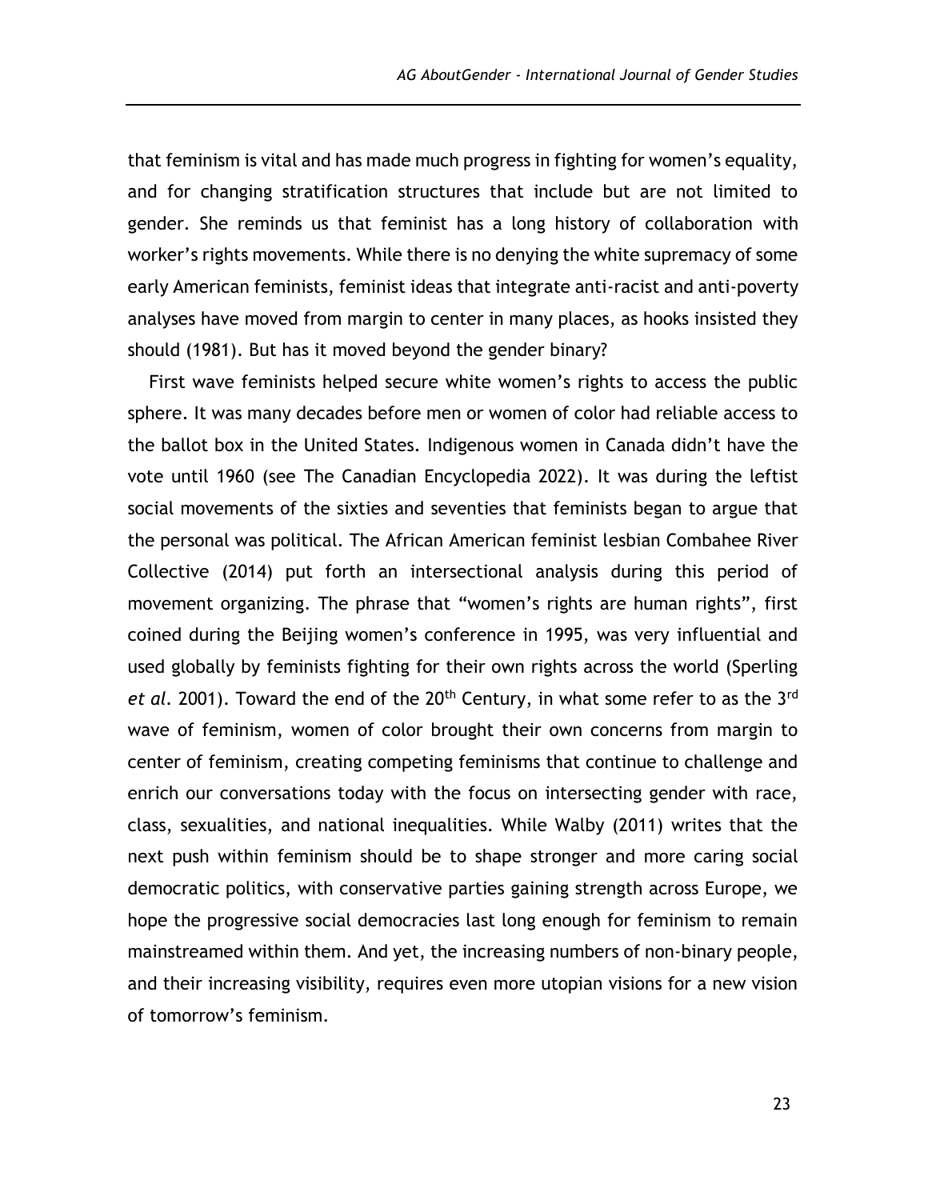that feminism is vital and has made much progress in fighting for women's equality, and for changing stratification structures that include but are not limited to gender. She reminds us that feminist has a long history of collaboration with worker's rights movements. While there is no denying the white supremacy of some early American feminists, feminist ideas that integrate anti-racist and anti-poverty analyses have moved from margin to center in many places, as hooks insisted they should (1981). But has it moved beyond the gender binary?

First wave feminists helped secure white women's rights to access the public sphere. It was many decades before men or women of color had reliable access to the ballot box in the United States. Indigenous women in Canada didn't have the vote until 1960 (see The Canadian Encyclopedia 2022). It was during the leftist social movements of the sixties and seventies that feminists began to argue that the personal was political. The African American feminist lesbian Combahee River Collective (2014) put forth an intersectional analysis during this period of movement organizing. The phrase that "women's rights are human rights", first coined during the Beijing women's conference in 1995, was very influential and used globally by feminists fighting for their own rights across the world (Sperling *et al.* 2001). Toward the end of the 20th Century, in what some refer to as the 3rd wave of feminism, women of color brought their own concerns from margin to center of feminism, creating competing feminisms that continue to challenge and enrich our conversations today with the focus on intersecting gender with race, class, sexualities, and national inequalities. While Walby (2011) writes that the next push within feminism should be to shape stronger and more caring social democratic politics, with conservative parties gaining strength across Europe, we hope the progressive social democracies last long enough for feminism to remain mainstreamed within them. And yet, the increasing numbers of non-binary people, and their increasing visibility, requires even more utopian visions for a new vision of tomorrow's feminism.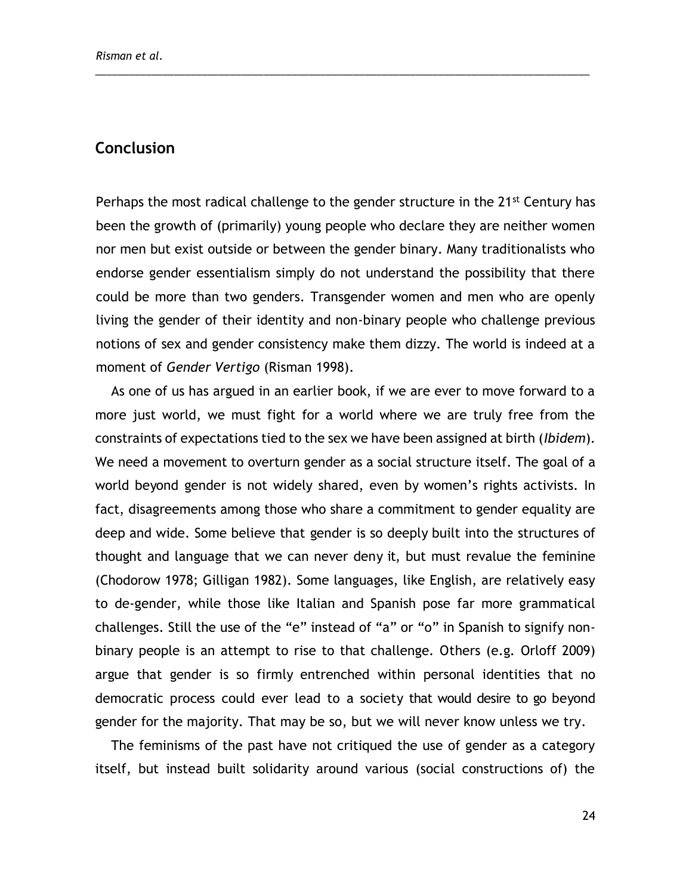## Conclusion

Perhaps the most radical challenge to the gender structure in the 21st Century has been the growth of (primarily) young people who declare they are neither women nor men but exist outside or between the gender binary. Many traditionalists who endorse gender essentialism simply do not understand the possibility that there could be more than two genders. Transgender women and men who are openly living the gender of their identity and non-binary people who challenge previous notions of sex and gender consistency make them dizzy. The world is indeed at a moment of *Gender Vertigo* (Risman 1998).

As one of us has argued in an earlier book, if we are ever to move forward to a more just world, we must fight for a world where we are truly free from the constraints of expectations tied to the sex we have been assigned at birth (*Ibidem*). We need a movement to overturn gender as a social structure itself. The goal of a world beyond gender is not widely shared, even by women's rights activists. In fact, disagreements among those who share a commitment to gender equality are deep and wide. Some believe that gender is so deeply built into the structures of thought and language that we can never deny it, but must revalue the feminine (Chodorow 1978; Gilligan 1982). Some languages, like English, are relatively easy to de-gender, while those like Italian and Spanish pose far more grammatical challenges. Still the use of the "e" instead of "a" or "o" in Spanish to signify non-binary people is an attempt to rise to that challenge. Others (e.g. Orloff 2009) argue that gender is so firmly entrenched within personal identities that no democratic process could ever lead to a society that would desire to go beyond gender for the majority. That may be so, but we will never know unless we try.

The feminisms of the past have not critiqued the use of gender as a category itself, but instead built solidarity around various (social constructions of) the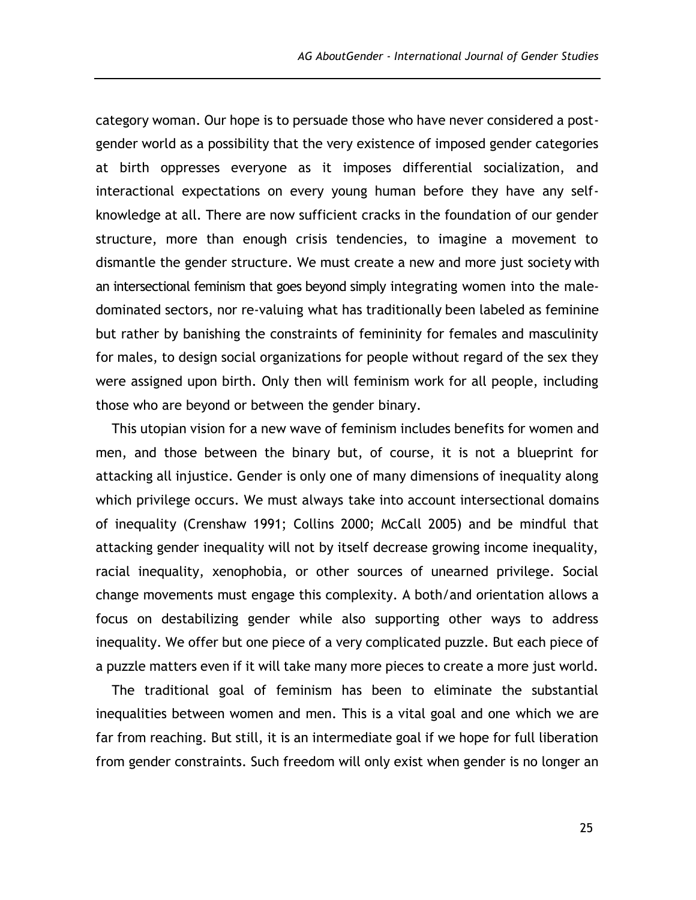category woman. Our hope is to persuade those who have never considered a post-gender world as a possibility that the very existence of imposed gender categories at birth oppresses everyone as it imposes differential socialization, and interactional expectations on every young human before they have any self-knowledge at all. There are now sufficient cracks in the foundation of our gender structure, more than enough crisis tendencies, to imagine a movement to dismantle the gender structure. We must create a new and more just society with an intersectional feminism that goes beyond simply integrating women into the male-dominated sectors, nor re-valuing what has traditionally been labeled as feminine but rather by banishing the constraints of femininity for females and masculinity for males, to design social organizations for people without regard of the sex they were assigned upon birth. Only then will feminism work for all people, including those who are beyond or between the gender binary.

This utopian vision for a new wave of feminism includes benefits for women and men, and those between the binary but, of course, it is not a blueprint for attacking all injustice. Gender is only one of many dimensions of inequality along which privilege occurs. We must always take into account intersectional domains of inequality (Crenshaw 1991; Collins 2000; McCall 2005) and be mindful that attacking gender inequality will not by itself decrease growing income inequality, racial inequality, xenophobia, or other sources of unearned privilege. Social change movements must engage this complexity. A both/and orientation allows a focus on destabilizing gender while also supporting other ways to address inequality. We offer but one piece of a very complicated puzzle. But each piece of a puzzle matters even if it will take many more pieces to create a more just world.

The traditional goal of feminism has been to eliminate the substantial inequalities between women and men. This is a vital goal and one which we are far from reaching. But still, it is an intermediate goal if we hope for full liberation from gender constraints. Such freedom will only exist when gender is no longer an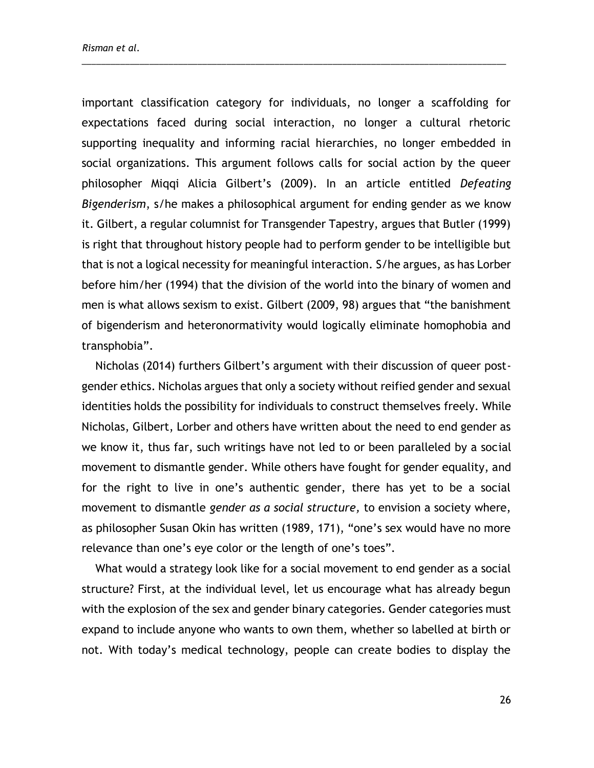important classification category for individuals, no longer a scaffolding for expectations faced during social interaction, no longer a cultural rhetoric supporting inequality and informing racial hierarchies, no longer embedded in social organizations. This argument follows calls for social action by the queer philosopher Miqqi Alicia Gilbert's (2009). In an article entitled *Defeating Bigenderism*, s/he makes a philosophical argument for ending gender as we know it. Gilbert, a regular columnist for Transgender Tapestry, argues that Butler (1999) is right that throughout history people had to perform gender to be intelligible but that is not a logical necessity for meaningful interaction. S/he argues, as has Lorber before him/her (1994) that the division of the world into the binary of women and men is what allows sexism to exist. Gilbert (2009, 98) argues that "the banishment of bigenderism and heteronormativity would logically eliminate homophobia and transphobia".

Nicholas (2014) furthers Gilbert's argument with their discussion of queer post-gender ethics. Nicholas argues that only a society without reified gender and sexual identities holds the possibility for individuals to construct themselves freely. While Nicholas, Gilbert, Lorber and others have written about the need to end gender as we know it, thus far, such writings have not led to or been paralleled by a social movement to dismantle gender. While others have fought for gender equality, and for the right to live in one's authentic gender, there has yet to be a social movement to dismantle *gender as a social structure,* to envision a society where, as philosopher Susan Okin has written (1989, 171), "one's sex would have no more relevance than one's eye color or the length of one's toes".

What would a strategy look like for a social movement to end gender as a social structure? First, at the individual level, let us encourage what has already begun with the explosion of the sex and gender binary categories. Gender categories must expand to include anyone who wants to own them, whether so labelled at birth or not. With today's medical technology, people can create bodies to display the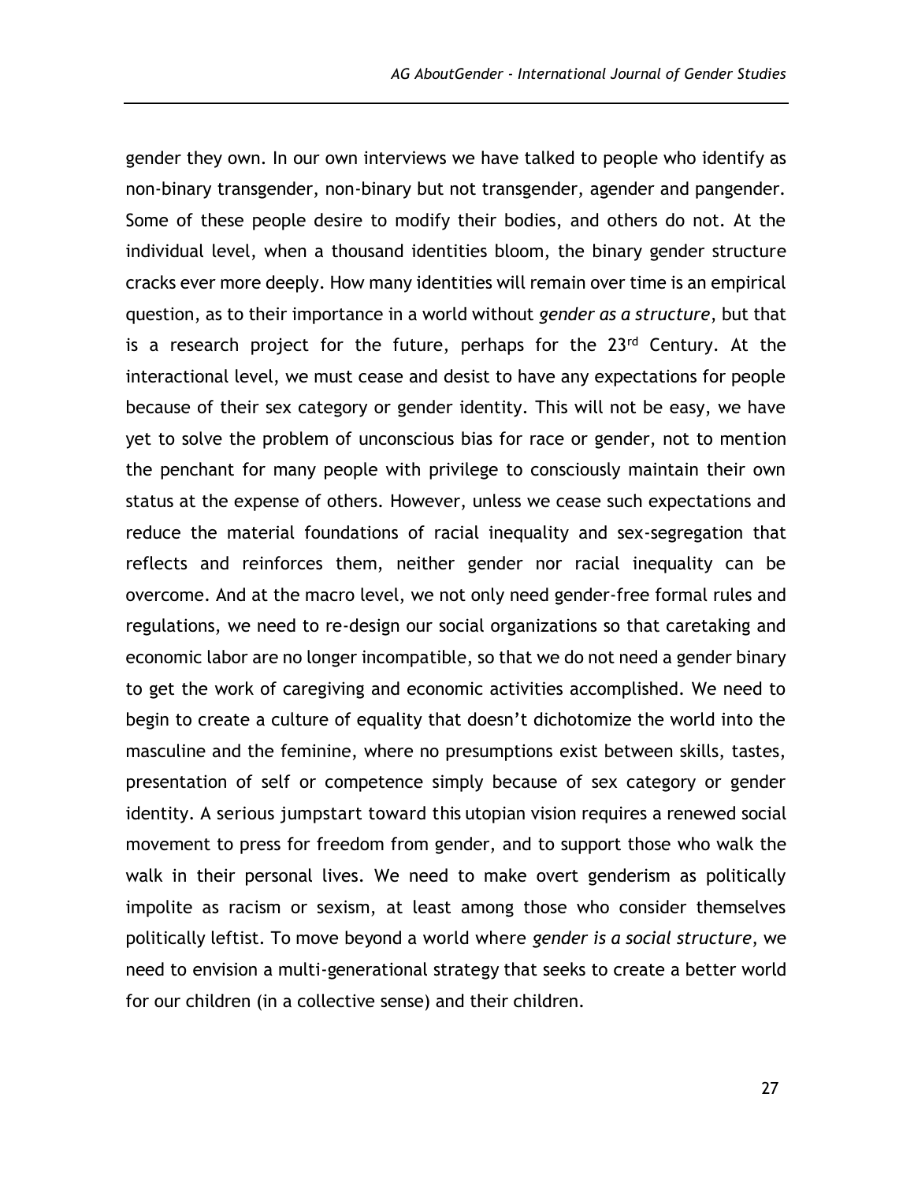gender they own. In our own interviews we have talked to people who identify as non-binary transgender, non-binary but not transgender, agender and pangender. Some of these people desire to modify their bodies, and others do not. At the individual level, when a thousand identities bloom, the binary gender structure cracks ever more deeply. How many identities will remain over time is an empirical question, as to their importance in a world without *gender as a structure*, but that is a research project for the future, perhaps for the 23rd Century. At the interactional level, we must cease and desist to have any expectations for people because of their sex category or gender identity. This will not be easy, we have yet to solve the problem of unconscious bias for race or gender, not to mention the penchant for many people with privilege to consciously maintain their own status at the expense of others. However, unless we cease such expectations and reduce the material foundations of racial inequality and sex-segregation that reflects and reinforces them, neither gender nor racial inequality can be overcome. And at the macro level, we not only need gender-free formal rules and regulations, we need to re-design our social organizations so that caretaking and economic labor are no longer incompatible, so that we do not need a gender binary to get the work of caregiving and economic activities accomplished. We need to begin to create a culture of equality that doesn't dichotomize the world into the masculine and the feminine, where no presumptions exist between skills, tastes, presentation of self or competence simply because of sex category or gender identity. A serious jumpstart toward this utopian vision requires a renewed social movement to press for freedom from gender, and to support those who walk the walk in their personal lives. We need to make overt genderism as politically impolite as racism or sexism, at least among those who consider themselves politically leftist. To move beyond a world where *gender is a social structure*, we need to envision a multi-generational strategy that seeks to create a better world for our children (in a collective sense) and their children.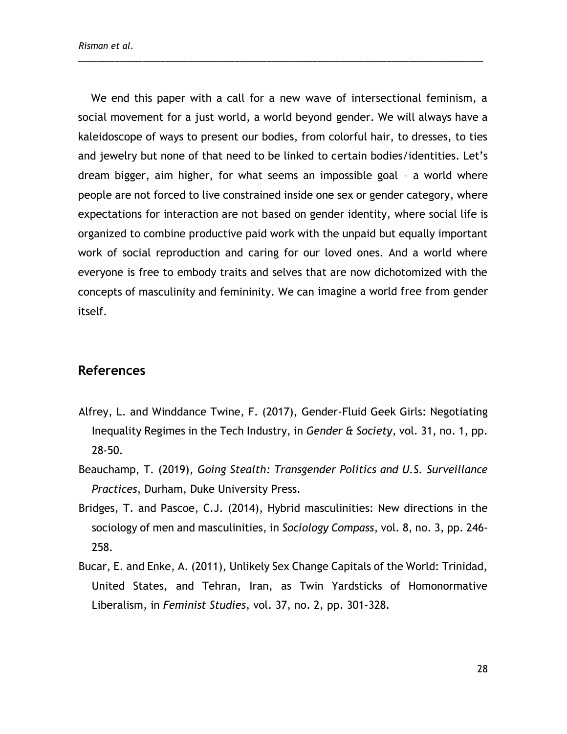We end this paper with a call for a new wave of intersectional feminism, a social movement for a just world, a world beyond gender. We will always have a kaleidoscope of ways to present our bodies, from colorful hair, to dresses, to ties and jewelry but none of that need to be linked to certain bodies/identities. Let's dream bigger, aim higher, for what seems an impossible goal – a world where people are not forced to live constrained inside one sex or gender category, where expectations for interaction are not based on gender identity, where social life is organized to combine productive paid work with the unpaid but equally important work of social reproduction and caring for our loved ones. And a world where everyone is free to embody traits and selves that are now dichotomized with the concepts of masculinity and femininity. We can imagine a world free from gender itself.

## References

Alfrey, L. and Winddance Twine, F. (2017), Gender-Fluid Geek Girls: Negotiating Inequality Regimes in the Tech Industry, in *Gender & Society*, vol. 31, no. 1, pp. 28-50.

Beauchamp, T. (2019), *Going Stealth: Transgender Politics and U.S. Surveillance Practices*, Durham, Duke University Press.

Bridges, T. and Pascoe, C.J. (2014), Hybrid masculinities: New directions in the sociology of men and masculinities, in *Sociology Compass*, vol. 8, no. 3, pp. 246-258.

Bucar, E. and Enke, A. (2011), Unlikely Sex Change Capitals of the World: Trinidad, United States, and Tehran, Iran, as Twin Yardsticks of Homonormative Liberalism, in *Feminist Studies*, vol. 37, no. 2, pp. 301-328.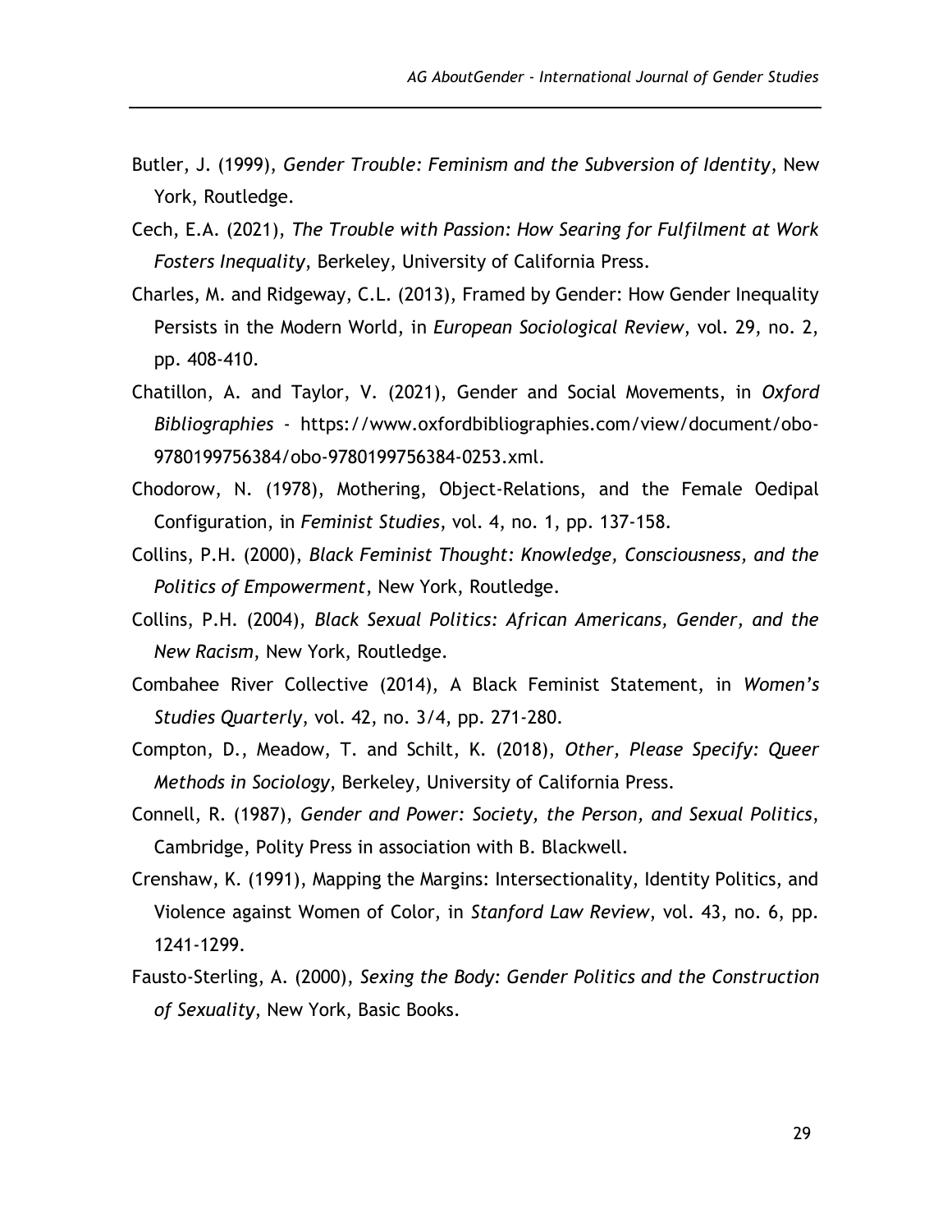Butler, J. (1999), *Gender Trouble: Feminism and the Subversion of Identity*, New York, Routledge.

Cech, E.A. (2021), *The Trouble with Passion: How Searing for Fulfilment at Work Fosters Inequality*, Berkeley, University of California Press.

Charles, M. and Ridgeway, C.L. (2013), Framed by Gender: How Gender Inequality Persists in the Modern World, in *European Sociological Review*, vol. 29, no. 2, pp. 408-410.

Chatillon, A. and Taylor, V. (2021), Gender and Social Movements, in *Oxford Bibliographies* - https://www.oxfordbibliographies.com/view/document/obo-9780199756384/obo-9780199756384-0253.xml.

Chodorow, N. (1978), Mothering, Object-Relations, and the Female Oedipal Configuration, in *Feminist Studies*, vol. 4, no. 1, pp. 137-158.

Collins, P.H. (2000), *Black Feminist Thought: Knowledge, Consciousness, and the Politics of Empowerment*, New York, Routledge.

Collins, P.H. (2004), *Black Sexual Politics: African Americans, Gender, and the New Racism*, New York, Routledge.

Combahee River Collective (2014), A Black Feminist Statement, in *Women's Studies Quarterly*, vol. 42, no. 3/4, pp. 271-280.

Compton, D., Meadow, T. and Schilt, K. (2018), *Other, Please Specify: Queer Methods in Sociology*, Berkeley, University of California Press.

Connell, R. (1987), *Gender and Power: Society, the Person, and Sexual Politics*, Cambridge, Polity Press in association with B. Blackwell.

Crenshaw, K. (1991), Mapping the Margins: Intersectionality, Identity Politics, and Violence against Women of Color, in *Stanford Law Review*, vol. 43, no. 6, pp. 1241-1299.

Fausto-Sterling, A. (2000), *Sexing the Body: Gender Politics and the Construction of Sexuality*, New York, Basic Books.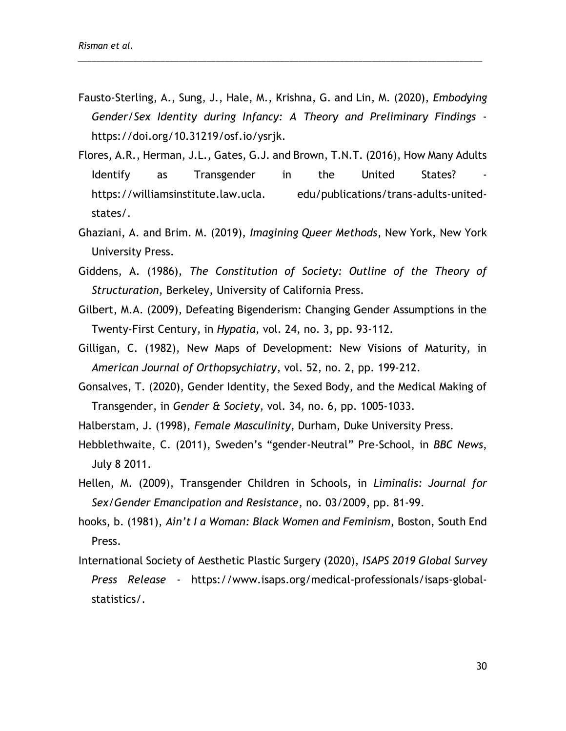Fausto-Sterling, A., Sung, J., Hale, M., Krishna, G. and Lin, M. (2020), *Embodying Gender/Sex Identity during Infancy: A Theory and Preliminary Findings* - https://doi.org/10.31219/osf.io/ysrjk.

Flores, A.R., Herman, J.L., Gates, G.J. and Brown, T.N.T. (2016), How Many Adults Identify as Transgender in the United States? - https://williamsinstitute.law.ucla. edu/publications/trans-adults-united-states/.

Ghaziani, A. and Brim. M. (2019), *Imagining Queer Methods*, New York, New York University Press.

Giddens, A. (1986), *The Constitution of Society: Outline of the Theory of Structuration*, Berkeley, University of California Press.

Gilbert, M.A. (2009), Defeating Bigenderism: Changing Gender Assumptions in the Twenty-First Century, in *Hypatia*, vol. 24, no. 3, pp. 93-112.

Gilligan, C. (1982), New Maps of Development: New Visions of Maturity, in *American Journal of Orthopsychiatry*, vol. 52, no. 2, pp. 199-212.

Gonsalves, T. (2020), Gender Identity, the Sexed Body, and the Medical Making of Transgender, in *Gender & Society*, vol. 34, no. 6, pp. 1005-1033.

Halberstam, J. (1998), *Female Masculinity*, Durham, Duke University Press.

Hebblethwaite, C. (2011), Sweden's "gender-Neutral" Pre-School, in *BBC News*, July 8 2011.

Hellen, M. (2009), Transgender Children in Schools, in *Liminalis: Journal for Sex/Gender Emancipation and Resistance*, no. 03/2009, pp. 81-99.

hooks, b. (1981), *Ain't I a Woman: Black Women and Feminism*, Boston, South End Press.

International Society of Aesthetic Plastic Surgery (2020), *ISAPS 2019 Global Survey Press Release* - https://www.isaps.org/medical-professionals/isaps-global-statistics/.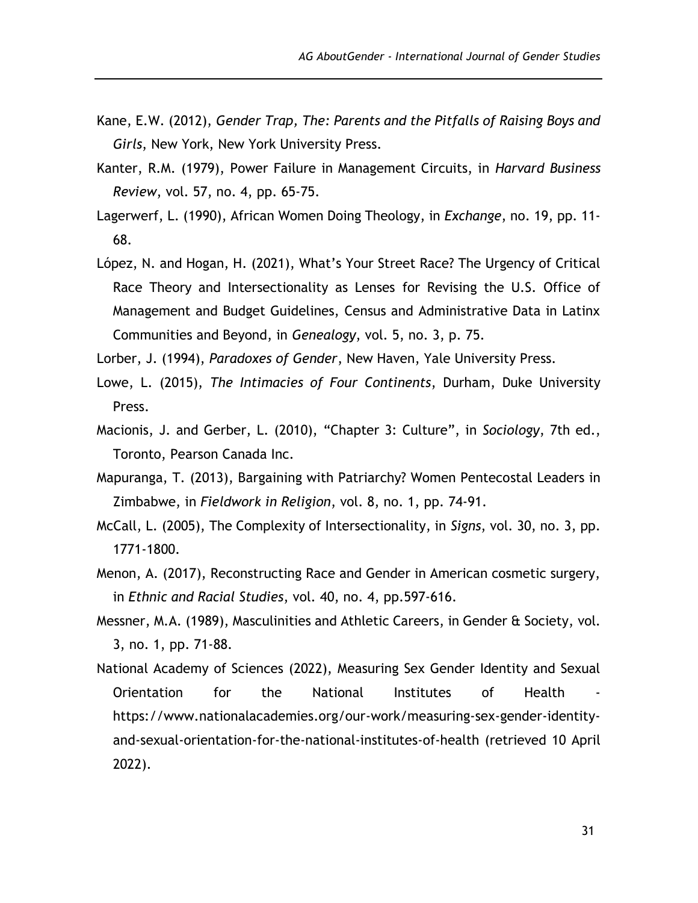Kane, E.W. (2012), *Gender Trap, The: Parents and the Pitfalls of Raising Boys and Girls*, New York, New York University Press.

Kanter, R.M. (1979), Power Failure in Management Circuits, in *Harvard Business Review*, vol. 57, no. 4, pp. 65-75.

Lagerwerf, L. (1990), African Women Doing Theology, in *Exchange*, no. 19, pp. 11-68.

López, N. and Hogan, H. (2021), What's Your Street Race? The Urgency of Critical Race Theory and Intersectionality as Lenses for Revising the U.S. Office of Management and Budget Guidelines, Census and Administrative Data in Latinx Communities and Beyond, in *Genealogy*, vol. 5, no. 3, p. 75.

Lorber, J. (1994), *Paradoxes of Gender*, New Haven, Yale University Press.

Lowe, L. (2015), *The Intimacies of Four Continents*, Durham, Duke University Press.

Macionis, J. and Gerber, L. (2010), "Chapter 3: Culture", in *Sociology*, 7th ed., Toronto, Pearson Canada Inc.

Mapuranga, T. (2013), Bargaining with Patriarchy? Women Pentecostal Leaders in Zimbabwe, in *Fieldwork in Religion*, vol. 8, no. 1, pp. 74-91.

McCall, L. (2005), The Complexity of Intersectionality, in *Signs*, vol. 30, no. 3, pp. 1771-1800.

Menon, A. (2017), Reconstructing Race and Gender in American cosmetic surgery, in *Ethnic and Racial Studies*, vol. 40, no. 4, pp.597-616.

Messner, M.A. (1989), Masculinities and Athletic Careers, in Gender & Society, vol. 3, no. 1, pp. 71-88.

National Academy of Sciences (2022), Measuring Sex Gender Identity and Sexual Orientation for the National Institutes of Health - https://www.nationalacademies.org/our-work/measuring-sex-gender-identity-and-sexual-orientation-for-the-national-institutes-of-health (retrieved 10 April 2022).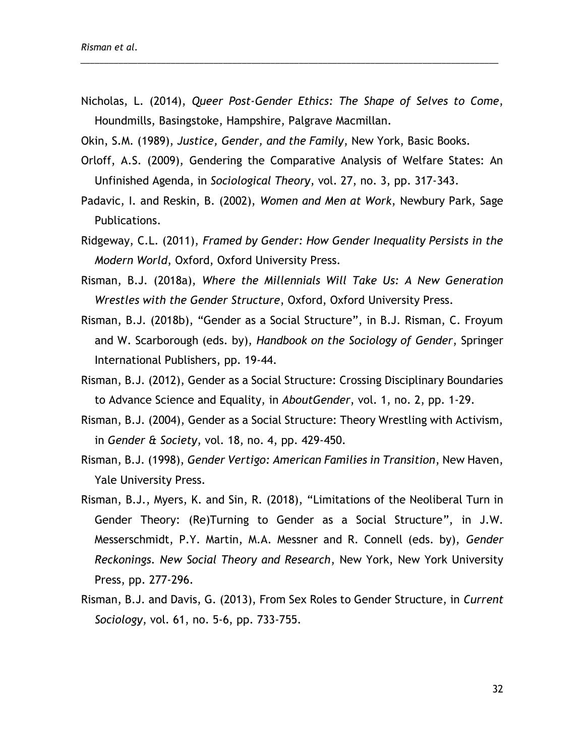Nicholas, L. (2014), *Queer Post-Gender Ethics: The Shape of Selves to Come*, Houndmills, Basingstoke, Hampshire, Palgrave Macmillan.

Okin, S.M. (1989), *Justice, Gender, and the Family*, New York, Basic Books.

Orloff, A.S. (2009), Gendering the Comparative Analysis of Welfare States: An Unfinished Agenda, in *Sociological Theory*, vol. 27, no. 3, pp. 317-343.

Padavic, I. and Reskin, B. (2002), *Women and Men at Work*, Newbury Park, Sage Publications.

Ridgeway, C.L. (2011), *Framed by Gender: How Gender Inequality Persists in the Modern World*, Oxford, Oxford University Press.

Risman, B.J. (2018a), *Where the Millennials Will Take Us: A New Generation Wrestles with the Gender Structure*, Oxford, Oxford University Press.

Risman, B.J. (2018b), "Gender as a Social Structure", in B.J. Risman, C. Froyum and W. Scarborough (eds. by), *Handbook on the Sociology of Gender*, Springer International Publishers, pp. 19-44.

Risman, B.J. (2012), Gender as a Social Structure: Crossing Disciplinary Boundaries to Advance Science and Equality, in *AboutGender*, vol. 1, no. 2, pp. 1-29.

Risman, B.J. (2004), Gender as a Social Structure: Theory Wrestling with Activism, in *Gender & Society*, vol. 18, no. 4, pp. 429-450.

Risman, B.J. (1998), *Gender Vertigo: American Families in Transition*, New Haven, Yale University Press.

Risman, B.J., Myers, K. and Sin, R. (2018), "Limitations of the Neoliberal Turn in Gender Theory: (Re)Turning to Gender as a Social Structure", in J.W. Messerschmidt, P.Y. Martin, M.A. Messner and R. Connell (eds. by), *Gender Reckonings. New Social Theory and Research*, New York, New York University Press, pp. 277-296.

Risman, B.J. and Davis, G. (2013), From Sex Roles to Gender Structure, in *Current Sociology*, vol. 61, no. 5-6, pp. 733-755.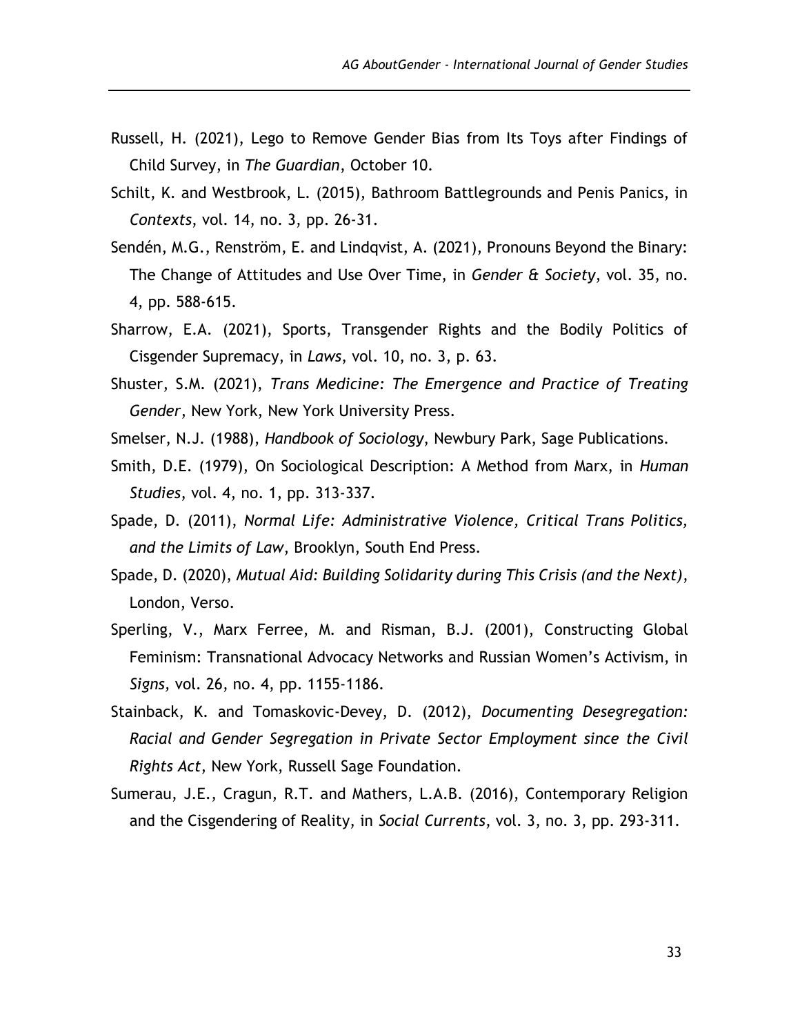Russell, H. (2021), Lego to Remove Gender Bias from Its Toys after Findings of Child Survey, in *The Guardian*, October 10.

Schilt, K. and Westbrook, L. (2015), Bathroom Battlegrounds and Penis Panics, in *Contexts*, vol. 14, no. 3, pp. 26-31.

Sendén, M.G., Renström, E. and Lindqvist, A. (2021), Pronouns Beyond the Binary: The Change of Attitudes and Use Over Time, in *Gender & Society*, vol. 35, no. 4, pp. 588-615.

Sharrow, E.A. (2021), Sports, Transgender Rights and the Bodily Politics of Cisgender Supremacy, in *Laws*, vol. 10, no. 3, p. 63.

Shuster, S.M. (2021), *Trans Medicine: The Emergence and Practice of Treating Gender*, New York, New York University Press.

Smelser, N.J. (1988), *Handbook of Sociology*, Newbury Park, Sage Publications.

Smith, D.E. (1979), On Sociological Description: A Method from Marx, in *Human Studies*, vol. 4, no. 1, pp. 313-337.

Spade, D. (2011), *Normal Life: Administrative Violence, Critical Trans Politics, and the Limits of Law*, Brooklyn, South End Press.

Spade, D. (2020), *Mutual Aid: Building Solidarity during This Crisis (and the Next)*, London, Verso.

Sperling, V., Marx Ferree, M. and Risman, B.J. (2001), Constructing Global Feminism: Transnational Advocacy Networks and Russian Women's Activism, in *Signs,* vol. 26, no. 4, pp. 1155-1186.

Stainback, K. and Tomaskovic-Devey, D. (2012), *Documenting Desegregation: Racial and Gender Segregation in Private Sector Employment since the Civil Rights Act*, New York, Russell Sage Foundation.

Sumerau, J.E., Cragun, R.T. and Mathers, L.A.B. (2016), Contemporary Religion and the Cisgendering of Reality, in *Social Currents*, vol. 3, no. 3, pp. 293-311.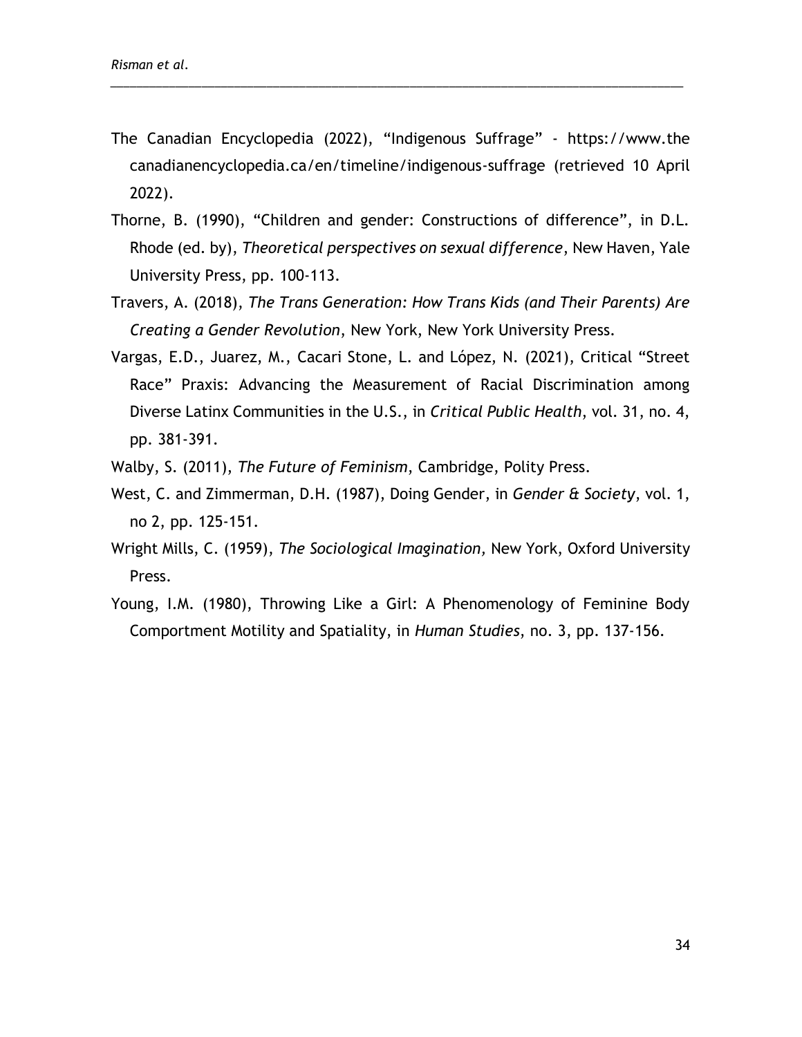The Canadian Encyclopedia (2022), "Indigenous Suffrage" - https://www.thecanadianencyclopedia.ca/en/timeline/indigenous-suffrage (retrieved 10 April 2022).

Thorne, B. (1990), "Children and gender: Constructions of difference", in D.L. Rhode (ed. by), *Theoretical perspectives on sexual difference*, New Haven, Yale University Press, pp. 100-113.

Travers, A. (2018), *The Trans Generation: How Trans Kids (and Their Parents) Are Creating a Gender Revolution*, New York, New York University Press.

Vargas, E.D., Juarez, M., Cacari Stone, L. and López, N. (2021), Critical "Street Race" Praxis: Advancing the Measurement of Racial Discrimination among Diverse Latinx Communities in the U.S., in *Critical Public Health*, vol. 31, no. 4, pp. 381-391.

Walby, S. (2011), *The Future of Feminism*, Cambridge, Polity Press.

West, C. and Zimmerman, D.H. (1987), Doing Gender, in *Gender & Society*, vol. 1, no 2, pp. 125-151.

Wright Mills, C. (1959), *The Sociological Imagination*, New York, Oxford University Press.

Young, I.M. (1980), Throwing Like a Girl: A Phenomenology of Feminine Body Comportment Motility and Spatiality, in *Human Studies*, no. 3, pp. 137-156.